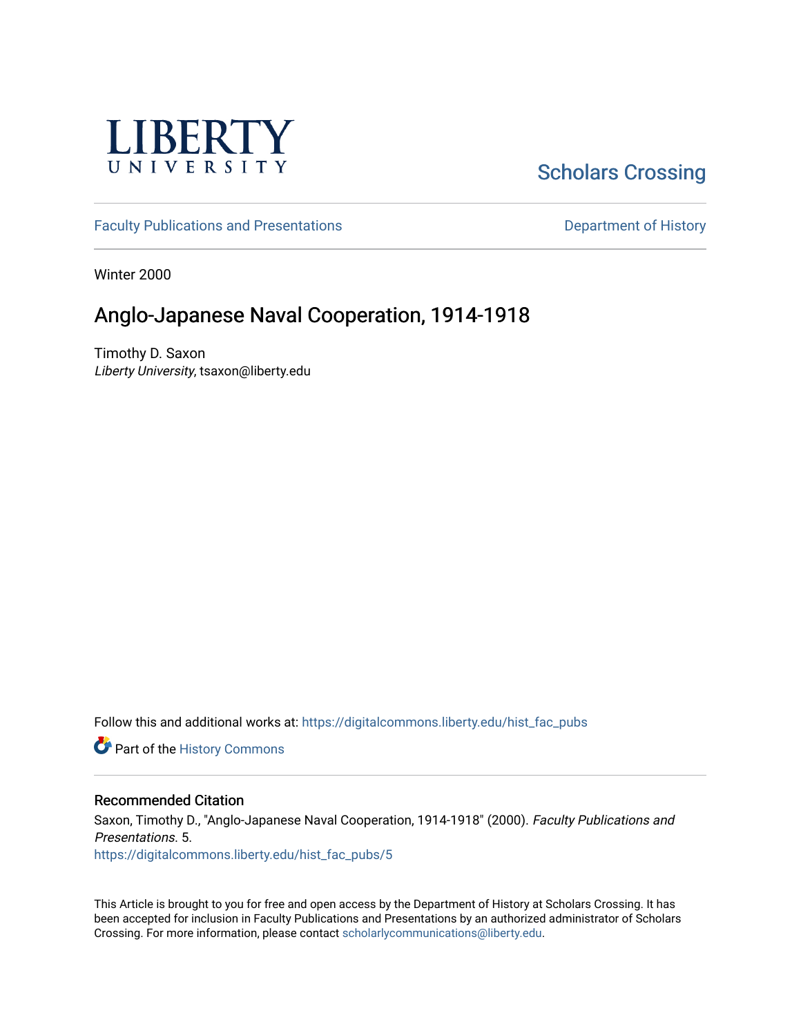LIBERTY UNIVERSITY

Scholars Crossing

Faculty Publications and Presentations

Department of History

Winter 2000

# Anglo-Japanese Naval Cooperation, 1914-1918

Timothy D. Saxon
*Liberty University*, tsaxon@liberty.edu

Follow this and additional works at: https://digitalcommons.liberty.edu/hist_fac_pubs

Part of the History Commons

## Recommended Citation

Saxon, Timothy D., "Anglo-Japanese Naval Cooperation, 1914-1918" (2000). *Faculty Publications and Presentations*. 5.
https://digitalcommons.liberty.edu/hist_fac_pubs/5

This Article is brought to you for free and open access by the Department of History at Scholars Crossing. It has been accepted for inclusion in Faculty Publications and Presentations by an authorized administrator of Scholars Crossing. For more information, please contact scholarlycommunications@liberty.edu.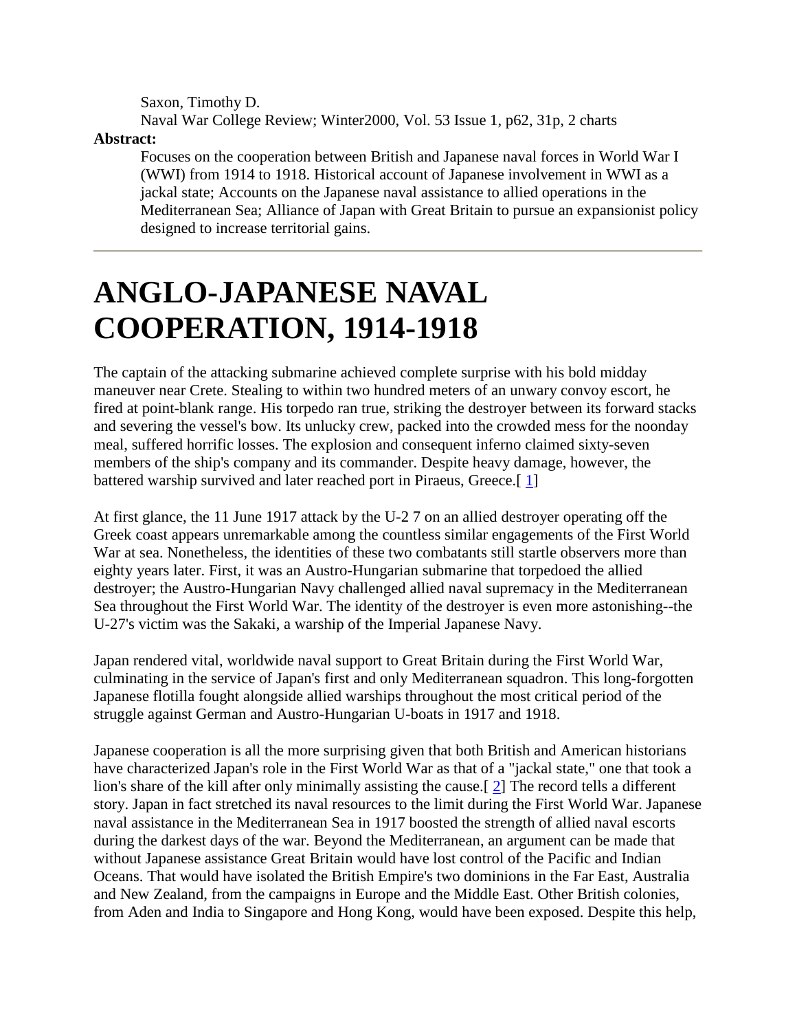Saxon, Timothy D.

Naval War College Review; Winter2000, Vol. 53 Issue 1, p62, 31p, 2 charts

**Abstract:**

Focuses on the cooperation between British and Japanese naval forces in World War I (WWI) from 1914 to 1918. Historical account of Japanese involvement in WWI as a jackal state; Accounts on the Japanese naval assistance to allied operations in the Mediterranean Sea; Alliance of Japan with Great Britain to pursue an expansionist policy designed to increase territorial gains.

---

# ANGLO-JAPANESE NAVAL COOPERATION, 1914-1918

The captain of the attacking submarine achieved complete surprise with his bold midday maneuver near Crete. Stealing to within two hundred meters of an unwary convoy escort, he fired at point-blank range. His torpedo ran true, striking the destroyer between its forward stacks and severing the vessel's bow. Its unlucky crew, packed into the crowded mess for the noonday meal, suffered horrific losses. The explosion and consequent inferno claimed sixty-seven members of the ship's company and its commander. Despite heavy damage, however, the battered warship survived and later reached port in Piraeus, Greece.[ 1]

At first glance, the 11 June 1917 attack by the U-2 7 on an allied destroyer operating off the Greek coast appears unremarkable among the countless similar engagements of the First World War at sea. Nonetheless, the identities of these two combatants still startle observers more than eighty years later. First, it was an Austro-Hungarian submarine that torpedoed the allied destroyer; the Austro-Hungarian Navy challenged allied naval supremacy in the Mediterranean Sea throughout the First World War. The identity of the destroyer is even more astonishing--the U-27's victim was the Sakaki, a warship of the Imperial Japanese Navy.

Japan rendered vital, worldwide naval support to Great Britain during the First World War, culminating in the service of Japan's first and only Mediterranean squadron. This long-forgotten Japanese flotilla fought alongside allied warships throughout the most critical period of the struggle against German and Austro-Hungarian U-boats in 1917 and 1918.

Japanese cooperation is all the more surprising given that both British and American historians have characterized Japan's role in the First World War as that of a "jackal state," one that took a lion's share of the kill after only minimally assisting the cause.[ 2] The record tells a different story. Japan in fact stretched its naval resources to the limit during the First World War. Japanese naval assistance in the Mediterranean Sea in 1917 boosted the strength of allied naval escorts during the darkest days of the war. Beyond the Mediterranean, an argument can be made that without Japanese assistance Great Britain would have lost control of the Pacific and Indian Oceans. That would have isolated the British Empire's two dominions in the Far East, Australia and New Zealand, from the campaigns in Europe and the Middle East. Other British colonies, from Aden and India to Singapore and Hong Kong, would have been exposed. Despite this help,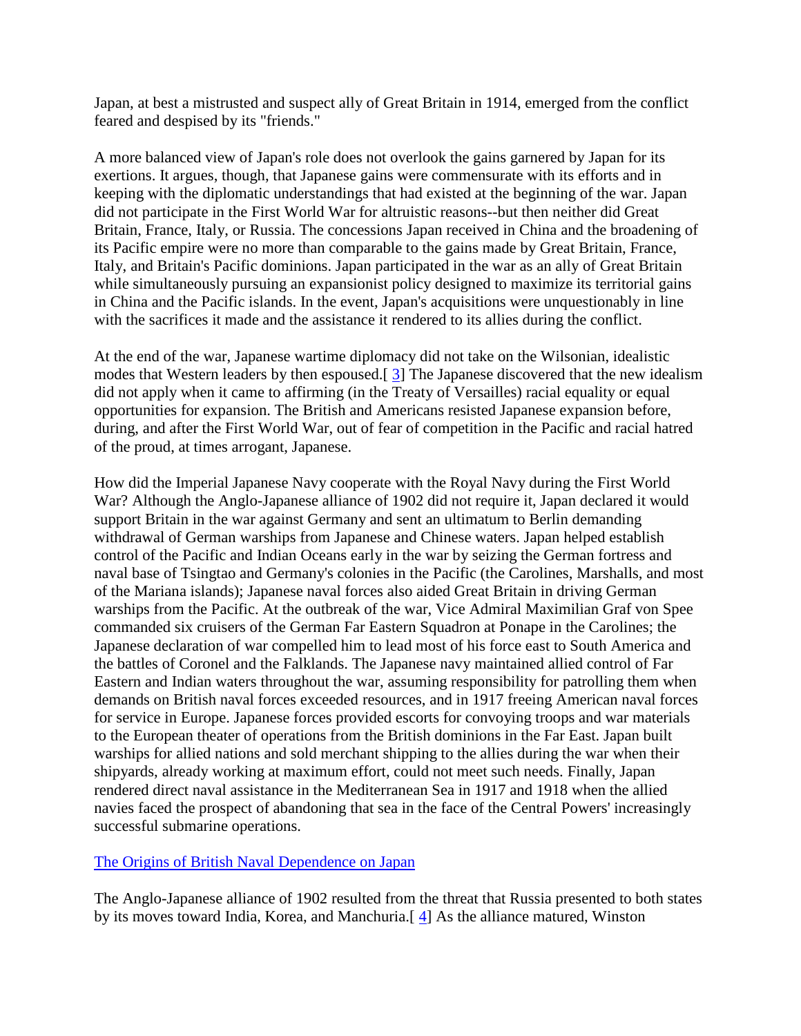Japan, at best a mistrusted and suspect ally of Great Britain in 1914, emerged from the conflict feared and despised by its "friends."

A more balanced view of Japan's role does not overlook the gains garnered by Japan for its exertions. It argues, though, that Japanese gains were commensurate with its efforts and in keeping with the diplomatic understandings that had existed at the beginning of the war. Japan did not participate in the First World War for altruistic reasons--but then neither did Great Britain, France, Italy, or Russia. The concessions Japan received in China and the broadening of its Pacific empire were no more than comparable to the gains made by Great Britain, France, Italy, and Britain's Pacific dominions. Japan participated in the war as an ally of Great Britain while simultaneously pursuing an expansionist policy designed to maximize its territorial gains in China and the Pacific islands. In the event, Japan's acquisitions were unquestionably in line with the sacrifices it made and the assistance it rendered to its allies during the conflict.

At the end of the war, Japanese wartime diplomacy did not take on the Wilsonian, idealistic modes that Western leaders by then espoused.[ 3] The Japanese discovered that the new idealism did not apply when it came to affirming (in the Treaty of Versailles) racial equality or equal opportunities for expansion. The British and Americans resisted Japanese expansion before, during, and after the First World War, out of fear of competition in the Pacific and racial hatred of the proud, at times arrogant, Japanese.

How did the Imperial Japanese Navy cooperate with the Royal Navy during the First World War? Although the Anglo-Japanese alliance of 1902 did not require it, Japan declared it would support Britain in the war against Germany and sent an ultimatum to Berlin demanding withdrawal of German warships from Japanese and Chinese waters. Japan helped establish control of the Pacific and Indian Oceans early in the war by seizing the German fortress and naval base of Tsingtao and Germany's colonies in the Pacific (the Carolines, Marshalls, and most of the Mariana islands); Japanese naval forces also aided Great Britain in driving German warships from the Pacific. At the outbreak of the war, Vice Admiral Maximilian Graf von Spee commanded six cruisers of the German Far Eastern Squadron at Ponape in the Carolines; the Japanese declaration of war compelled him to lead most of his force east to South America and the battles of Coronel and the Falklands. The Japanese navy maintained allied control of Far Eastern and Indian waters throughout the war, assuming responsibility for patrolling them when demands on British naval forces exceeded resources, and in 1917 freeing American naval forces for service in Europe. Japanese forces provided escorts for convoying troops and war materials to the European theater of operations from the British dominions in the Far East. Japan built warships for allied nations and sold merchant shipping to the allies during the war when their shipyards, already working at maximum effort, could not meet such needs. Finally, Japan rendered direct naval assistance in the Mediterranean Sea in 1917 and 1918 when the allied navies faced the prospect of abandoning that sea in the face of the Central Powers' increasingly successful submarine operations.

## The Origins of British Naval Dependence on Japan

The Anglo-Japanese alliance of 1902 resulted from the threat that Russia presented to both states by its moves toward India, Korea, and Manchuria.[ 4] As the alliance matured, Winston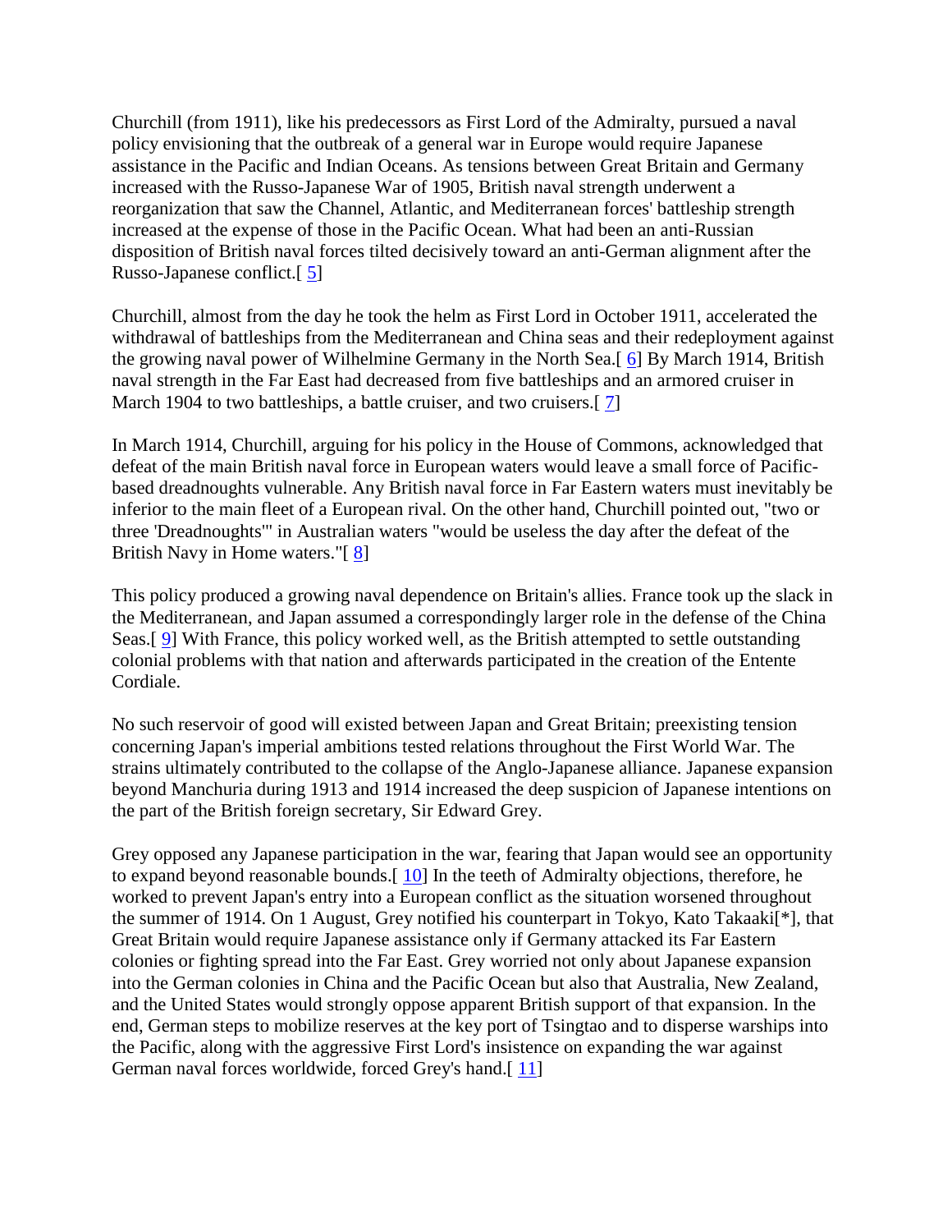Churchill (from 1911), like his predecessors as First Lord of the Admiralty, pursued a naval policy envisioning that the outbreak of a general war in Europe would require Japanese assistance in the Pacific and Indian Oceans. As tensions between Great Britain and Germany increased with the Russo-Japanese War of 1905, British naval strength underwent a reorganization that saw the Channel, Atlantic, and Mediterranean forces' battleship strength increased at the expense of those in the Pacific Ocean. What had been an anti-Russian disposition of British naval forces tilted decisively toward an anti-German alignment after the Russo-Japanese conflict.[ 5]

Churchill, almost from the day he took the helm as First Lord in October 1911, accelerated the withdrawal of battleships from the Mediterranean and China seas and their redeployment against the growing naval power of Wilhelmine Germany in the North Sea.[ 6] By March 1914, British naval strength in the Far East had decreased from five battleships and an armored cruiser in March 1904 to two battleships, a battle cruiser, and two cruisers.[ 7]

In March 1914, Churchill, arguing for his policy in the House of Commons, acknowledged that defeat of the main British naval force in European waters would leave a small force of Pacific-based dreadnoughts vulnerable. Any British naval force in Far Eastern waters must inevitably be inferior to the main fleet of a European rival. On the other hand, Churchill pointed out, "two or three 'Dreadnoughts'" in Australian waters "would be useless the day after the defeat of the British Navy in Home waters."[ 8]

This policy produced a growing naval dependence on Britain's allies. France took up the slack in the Mediterranean, and Japan assumed a correspondingly larger role in the defense of the China Seas.[ 9] With France, this policy worked well, as the British attempted to settle outstanding colonial problems with that nation and afterwards participated in the creation of the Entente Cordiale.

No such reservoir of good will existed between Japan and Great Britain; preexisting tension concerning Japan's imperial ambitions tested relations throughout the First World War. The strains ultimately contributed to the collapse of the Anglo-Japanese alliance. Japanese expansion beyond Manchuria during 1913 and 1914 increased the deep suspicion of Japanese intentions on the part of the British foreign secretary, Sir Edward Grey.

Grey opposed any Japanese participation in the war, fearing that Japan would see an opportunity to expand beyond reasonable bounds.[ 10] In the teeth of Admiralty objections, therefore, he worked to prevent Japan's entry into a European conflict as the situation worsened throughout the summer of 1914. On 1 August, Grey notified his counterpart in Tokyo, Kato Takaaki[*], that Great Britain would require Japanese assistance only if Germany attacked its Far Eastern colonies or fighting spread into the Far East. Grey worried not only about Japanese expansion into the German colonies in China and the Pacific Ocean but also that Australia, New Zealand, and the United States would strongly oppose apparent British support of that expansion. In the end, German steps to mobilize reserves at the key port of Tsingtao and to disperse warships into the Pacific, along with the aggressive First Lord's insistence on expanding the war against German naval forces worldwide, forced Grey's hand.[ 11]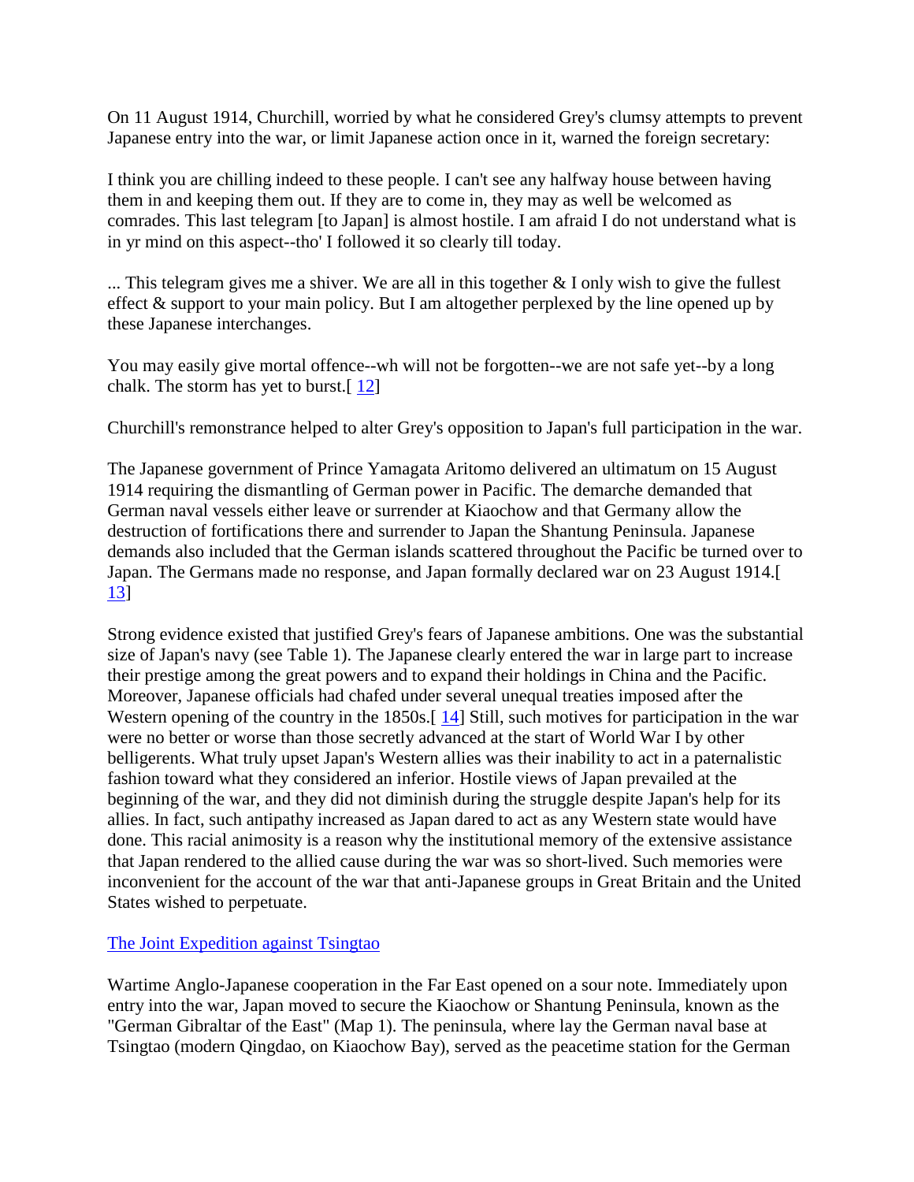On 11 August 1914, Churchill, worried by what he considered Grey's clumsy attempts to prevent Japanese entry into the war, or limit Japanese action once in it, warned the foreign secretary:

I think you are chilling indeed to these people. I can't see any halfway house between having them in and keeping them out. If they are to come in, they may as well be welcomed as comrades. This last telegram [to Japan] is almost hostile. I am afraid I do not understand what is in yr mind on this aspect--tho' I followed it so clearly till today.

... This telegram gives me a shiver. We are all in this together & I only wish to give the fullest effect & support to your main policy. But I am altogether perplexed by the line opened up by these Japanese interchanges.

You may easily give mortal offence--wh will not be forgotten--we are not safe yet--by a long chalk. The storm has yet to burst.[12]

Churchill's remonstrance helped to alter Grey's opposition to Japan's full participation in the war.

The Japanese government of Prince Yamagata Aritomo delivered an ultimatum on 15 August 1914 requiring the dismantling of German power in Pacific. The demarche demanded that German naval vessels either leave or surrender at Kiaochow and that Germany allow the destruction of fortifications there and surrender to Japan the Shantung Peninsula. Japanese demands also included that the German islands scattered throughout the Pacific be turned over to Japan. The Germans made no response, and Japan formally declared war on 23 August 1914.[13]

Strong evidence existed that justified Grey's fears of Japanese ambitions. One was the substantial size of Japan's navy (see Table 1). The Japanese clearly entered the war in large part to increase their prestige among the great powers and to expand their holdings in China and the Pacific. Moreover, Japanese officials had chafed under several unequal treaties imposed after the Western opening of the country in the 1850s.[14] Still, such motives for participation in the war were no better or worse than those secretly advanced at the start of World War I by other belligerents. What truly upset Japan's Western allies was their inability to act in a paternalistic fashion toward what they considered an inferior. Hostile views of Japan prevailed at the beginning of the war, and they did not diminish during the struggle despite Japan's help for its allies. In fact, such antipathy increased as Japan dared to act as any Western state would have done. This racial animosity is a reason why the institutional memory of the extensive assistance that Japan rendered to the allied cause during the war was so short-lived. Such memories were inconvenient for the account of the war that anti-Japanese groups in Great Britain and the United States wished to perpetuate.

## The Joint Expedition against Tsingtao

Wartime Anglo-Japanese cooperation in the Far East opened on a sour note. Immediately upon entry into the war, Japan moved to secure the Kiaochow or Shantung Peninsula, known as the "German Gibraltar of the East" (Map 1). The peninsula, where lay the German naval base at Tsingtao (modern Qingdao, on Kiaochow Bay), served as the peacetime station for the German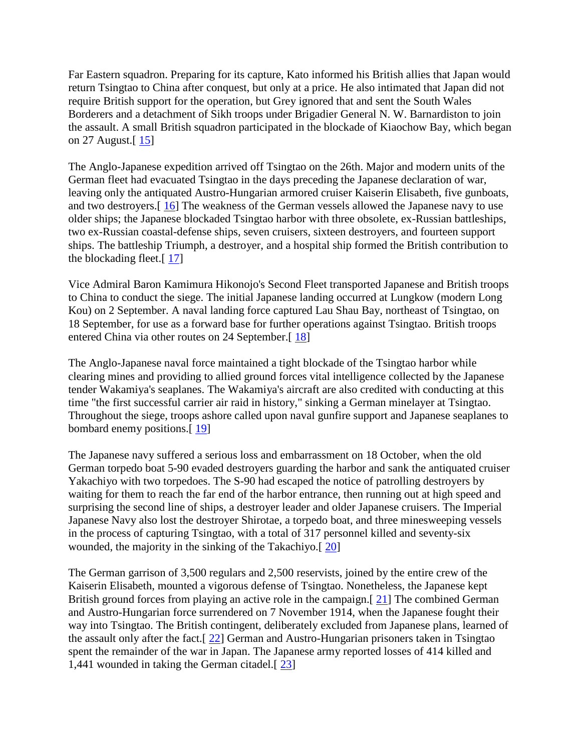Far Eastern squadron. Preparing for its capture, Kato informed his British allies that Japan would return Tsingtao to China after conquest, but only at a price. He also intimated that Japan did not require British support for the operation, but Grey ignored that and sent the South Wales Borderers and a detachment of Sikh troops under Brigadier General N. W. Barnardiston to join the assault. A small British squadron participated in the blockade of Kiaochow Bay, which began on 27 August.[ 15]

The Anglo-Japanese expedition arrived off Tsingtao on the 26th. Major and modern units of the German fleet had evacuated Tsingtao in the days preceding the Japanese declaration of war, leaving only the antiquated Austro-Hungarian armored cruiser Kaiserin Elisabeth, five gunboats, and two destroyers.[ 16] The weakness of the German vessels allowed the Japanese navy to use older ships; the Japanese blockaded Tsingtao harbor with three obsolete, ex-Russian battleships, two ex-Russian coastal-defense ships, seven cruisers, sixteen destroyers, and fourteen support ships. The battleship Triumph, a destroyer, and a hospital ship formed the British contribution to the blockading fleet.[ 17]

Vice Admiral Baron Kamimura Hikonojo's Second Fleet transported Japanese and British troops to China to conduct the siege. The initial Japanese landing occurred at Lungkow (modern Long Kou) on 2 September. A naval landing force captured Lau Shau Bay, northeast of Tsingtao, on 18 September, for use as a forward base for further operations against Tsingtao. British troops entered China via other routes on 24 September.[ 18]

The Anglo-Japanese naval force maintained a tight blockade of the Tsingtao harbor while clearing mines and providing to allied ground forces vital intelligence collected by the Japanese tender Wakamiya's seaplanes. The Wakamiya's aircraft are also credited with conducting at this time "the first successful carrier air raid in history," sinking a German minelayer at Tsingtao. Throughout the siege, troops ashore called upon naval gunfire support and Japanese seaplanes to bombard enemy positions.[ 19]

The Japanese navy suffered a serious loss and embarrassment on 18 October, when the old German torpedo boat 5-90 evaded destroyers guarding the harbor and sank the antiquated cruiser Yakachiyo with two torpedoes. The S-90 had escaped the notice of patrolling destroyers by waiting for them to reach the far end of the harbor entrance, then running out at high speed and surprising the second line of ships, a destroyer leader and older Japanese cruisers. The Imperial Japanese Navy also lost the destroyer Shirotae, a torpedo boat, and three minesweeping vessels in the process of capturing Tsingtao, with a total of 317 personnel killed and seventy-six wounded, the majority in the sinking of the Takachiyo.[ 20]

The German garrison of 3,500 regulars and 2,500 reservists, joined by the entire crew of the Kaiserin Elisabeth, mounted a vigorous defense of Tsingtao. Nonetheless, the Japanese kept British ground forces from playing an active role in the campaign.[ 21] The combined German and Austro-Hungarian force surrendered on 7 November 1914, when the Japanese fought their way into Tsingtao. The British contingent, deliberately excluded from Japanese plans, learned of the assault only after the fact.[ 22] German and Austro-Hungarian prisoners taken in Tsingtao spent the remainder of the war in Japan. The Japanese army reported losses of 414 killed and 1,441 wounded in taking the German citadel.[ 23]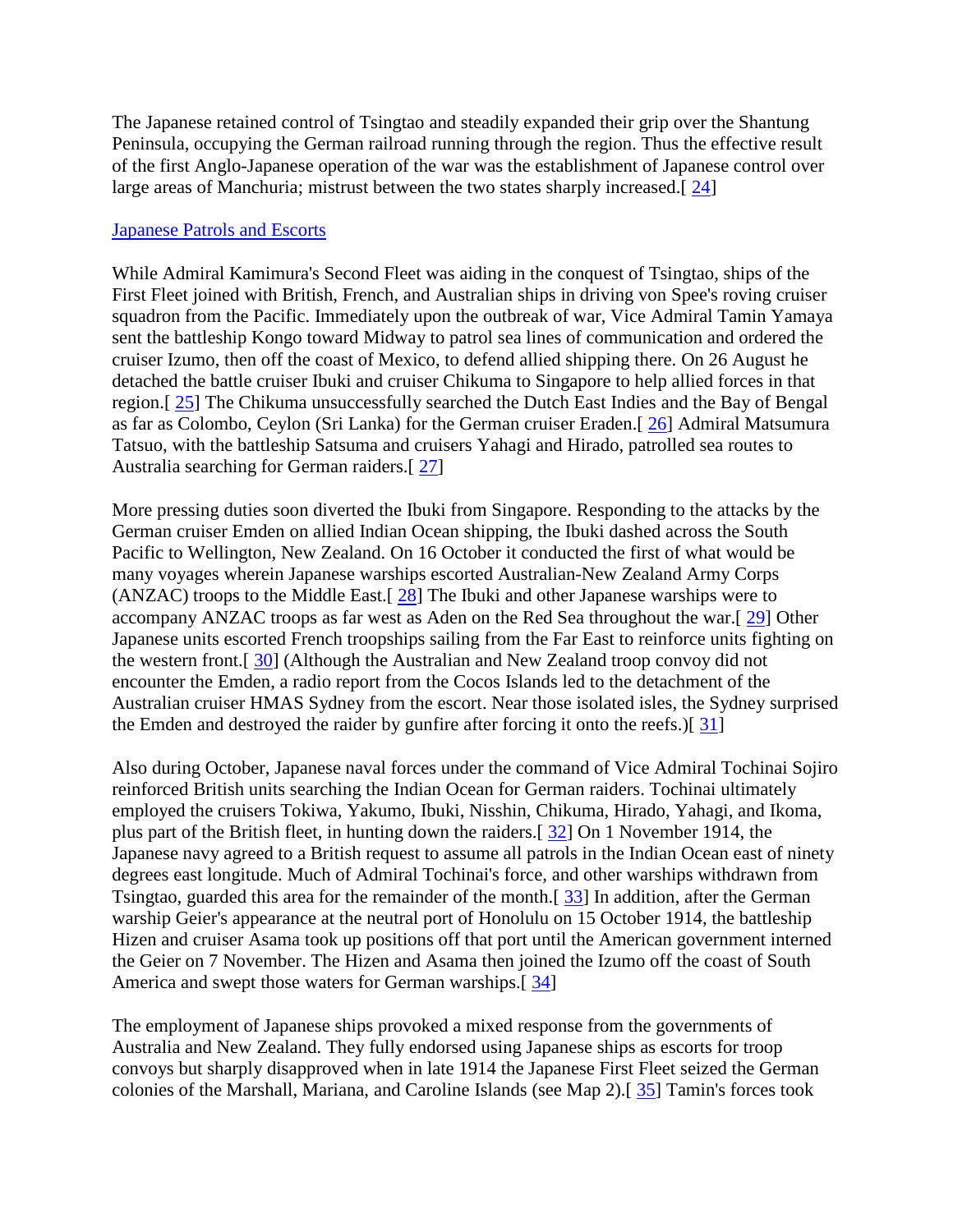The Japanese retained control of Tsingtao and steadily expanded their grip over the Shantung Peninsula, occupying the German railroad running through the region. Thus the effective result of the first Anglo-Japanese operation of the war was the establishment of Japanese control over large areas of Manchuria; mistrust between the two states sharply increased.[ 24]

## Japanese Patrols and Escorts

While Admiral Kamimura's Second Fleet was aiding in the conquest of Tsingtao, ships of the First Fleet joined with British, French, and Australian ships in driving von Spee's roving cruiser squadron from the Pacific. Immediately upon the outbreak of war, Vice Admiral Tamin Yamaya sent the battleship Kongo toward Midway to patrol sea lines of communication and ordered the cruiser Izumo, then off the coast of Mexico, to defend allied shipping there. On 26 August he detached the battle cruiser Ibuki and cruiser Chikuma to Singapore to help allied forces in that region.[ 25] The Chikuma unsuccessfully searched the Dutch East Indies and the Bay of Bengal as far as Colombo, Ceylon (Sri Lanka) for the German cruiser Eraden.[ 26] Admiral Matsumura Tatsuo, with the battleship Satsuma and cruisers Yahagi and Hirado, patrolled sea routes to Australia searching for German raiders.[ 27]

More pressing duties soon diverted the Ibuki from Singapore. Responding to the attacks by the German cruiser Emden on allied Indian Ocean shipping, the Ibuki dashed across the South Pacific to Wellington, New Zealand. On 16 October it conducted the first of what would be many voyages wherein Japanese warships escorted Australian-New Zealand Army Corps (ANZAC) troops to the Middle East.[ 28] The Ibuki and other Japanese warships were to accompany ANZAC troops as far west as Aden on the Red Sea throughout the war.[ 29] Other Japanese units escorted French troopships sailing from the Far East to reinforce units fighting on the western front.[ 30] (Although the Australian and New Zealand troop convoy did not encounter the Emden, a radio report from the Cocos Islands led to the detachment of the Australian cruiser HMAS Sydney from the escort. Near those isolated isles, the Sydney surprised the Emden and destroyed the raider by gunfire after forcing it onto the reefs.)[ 31]

Also during October, Japanese naval forces under the command of Vice Admiral Tochinai Sojiro reinforced British units searching the Indian Ocean for German raiders. Tochinai ultimately employed the cruisers Tokiwa, Yakumo, Ibuki, Nisshin, Chikuma, Hirado, Yahagi, and Ikoma, plus part of the British fleet, in hunting down the raiders.[ 32] On 1 November 1914, the Japanese navy agreed to a British request to assume all patrols in the Indian Ocean east of ninety degrees east longitude. Much of Admiral Tochinai's force, and other warships withdrawn from Tsingtao, guarded this area for the remainder of the month.[ 33] In addition, after the German warship Geier's appearance at the neutral port of Honolulu on 15 October 1914, the battleship Hizen and cruiser Asama took up positions off that port until the American government interned the Geier on 7 November. The Hizen and Asama then joined the Izumo off the coast of South America and swept those waters for German warships.[ 34]

The employment of Japanese ships provoked a mixed response from the governments of Australia and New Zealand. They fully endorsed using Japanese ships as escorts for troop convoys but sharply disapproved when in late 1914 the Japanese First Fleet seized the German colonies of the Marshall, Mariana, and Caroline Islands (see Map 2).[ 35] Tamin's forces took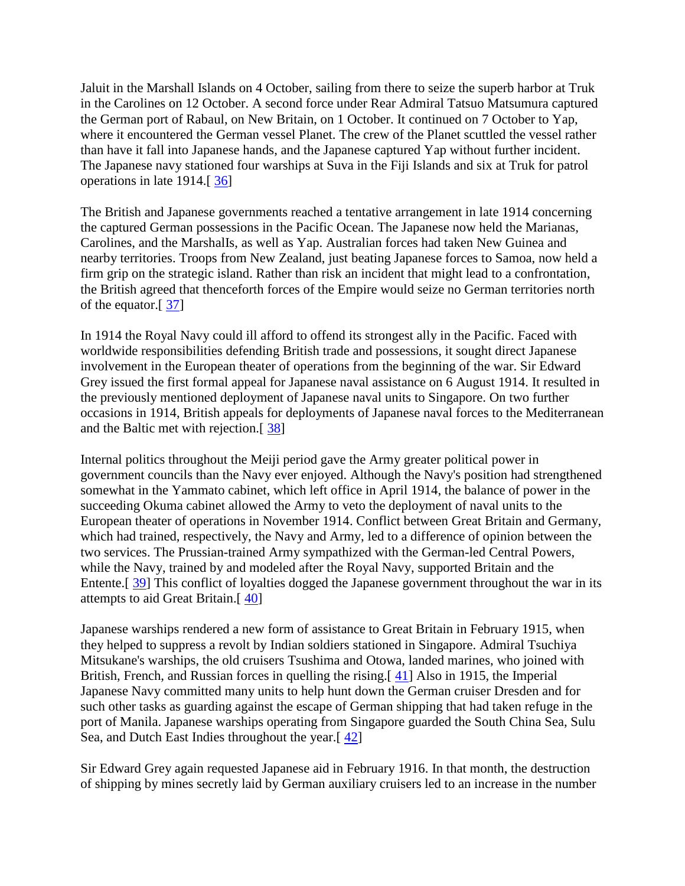Jaluit in the Marshall Islands on 4 October, sailing from there to seize the superb harbor at Truk in the Carolines on 12 October. A second force under Rear Admiral Tatsuo Matsumura captured the German port of Rabaul, on New Britain, on 1 October. It continued on 7 October to Yap, where it encountered the German vessel Planet. The crew of the Planet scuttled the vessel rather than have it fall into Japanese hands, and the Japanese captured Yap without further incident. The Japanese navy stationed four warships at Suva in the Fiji Islands and six at Truk for patrol operations in late 1914.[ 36]

The British and Japanese governments reached a tentative arrangement in late 1914 concerning the captured German possessions in the Pacific Ocean. The Japanese now held the Marianas, Carolines, and the MarshalIs, as well as Yap. Australian forces had taken New Guinea and nearby territories. Troops from New Zealand, just beating Japanese forces to Samoa, now held a firm grip on the strategic island. Rather than risk an incident that might lead to a confrontation, the British agreed that thenceforth forces of the Empire would seize no German territories north of the equator.[ 37]

In 1914 the Royal Navy could ill afford to offend its strongest ally in the Pacific. Faced with worldwide responsibilities defending British trade and possessions, it sought direct Japanese involvement in the European theater of operations from the beginning of the war. Sir Edward Grey issued the first formal appeal for Japanese naval assistance on 6 August 1914. It resulted in the previously mentioned deployment of Japanese naval units to Singapore. On two further occasions in 1914, British appeals for deployments of Japanese naval forces to the Mediterranean and the Baltic met with rejection.[ 38]

Internal politics throughout the Meiji period gave the Army greater political power in government councils than the Navy ever enjoyed. Although the Navy's position had strengthened somewhat in the Yammato cabinet, which left office in April 1914, the balance of power in the succeeding Okuma cabinet allowed the Army to veto the deployment of naval units to the European theater of operations in November 1914. Conflict between Great Britain and Germany, which had trained, respectively, the Navy and Army, led to a difference of opinion between the two services. The Prussian-trained Army sympathized with the German-led Central Powers, while the Navy, trained by and modeled after the Royal Navy, supported Britain and the Entente.[ 39] This conflict of loyalties dogged the Japanese government throughout the war in its attempts to aid Great Britain.[ 40]

Japanese warships rendered a new form of assistance to Great Britain in February 1915, when they helped to suppress a revolt by Indian soldiers stationed in Singapore. Admiral Tsuchiya Mitsukane's warships, the old cruisers Tsushima and Otowa, landed marines, who joined with British, French, and Russian forces in quelling the rising.[ 41] Also in 1915, the Imperial Japanese Navy committed many units to help hunt down the German cruiser Dresden and for such other tasks as guarding against the escape of German shipping that had taken refuge in the port of Manila. Japanese warships operating from Singapore guarded the South China Sea, Sulu Sea, and Dutch East Indies throughout the year.[ 42]

Sir Edward Grey again requested Japanese aid in February 1916. In that month, the destruction of shipping by mines secretly laid by German auxiliary cruisers led to an increase in the number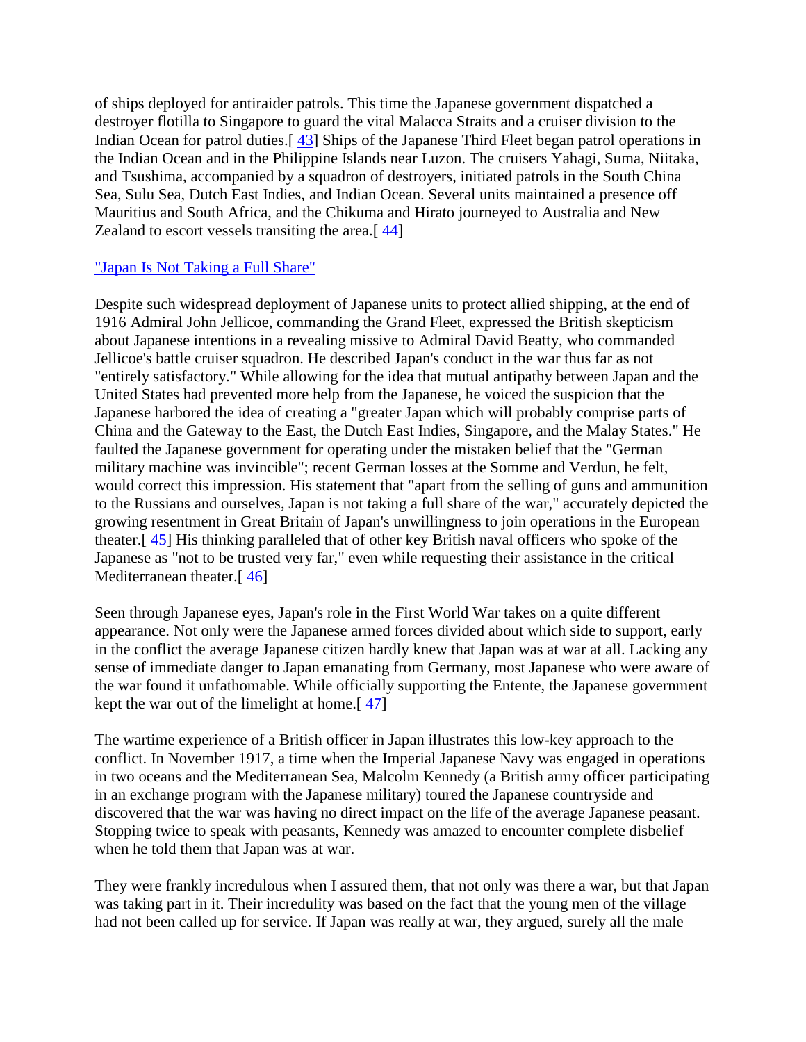of ships deployed for antiraider patrols. This time the Japanese government dispatched a destroyer flotilla to Singapore to guard the vital Malacca Straits and a cruiser division to the Indian Ocean for patrol duties.[43] Ships of the Japanese Third Fleet began patrol operations in the Indian Ocean and in the Philippine Islands near Luzon. The cruisers Yahagi, Suma, Niitaka, and Tsushima, accompanied by a squadron of destroyers, initiated patrols in the South China Sea, Sulu Sea, Dutch East Indies, and Indian Ocean. Several units maintained a presence off Mauritius and South Africa, and the Chikuma and Hirato journeyed to Australia and New Zealand to escort vessels transiting the area.[44]

## "Japan Is Not Taking a Full Share"

Despite such widespread deployment of Japanese units to protect allied shipping, at the end of 1916 Admiral John Jellicoe, commanding the Grand Fleet, expressed the British skepticism about Japanese intentions in a revealing missive to Admiral David Beatty, who commanded Jellicoe's battle cruiser squadron. He described Japan's conduct in the war thus far as not "entirely satisfactory." While allowing for the idea that mutual antipathy between Japan and the United States had prevented more help from the Japanese, he voiced the suspicion that the Japanese harbored the idea of creating a "greater Japan which will probably comprise parts of China and the Gateway to the East, the Dutch East Indies, Singapore, and the Malay States." He faulted the Japanese government for operating under the mistaken belief that the "German military machine was invincible"; recent German losses at the Somme and Verdun, he felt, would correct this impression. His statement that "apart from the selling of guns and ammunition to the Russians and ourselves, Japan is not taking a full share of the war," accurately depicted the growing resentment in Great Britain of Japan's unwillingness to join operations in the European theater.[45] His thinking paralleled that of other key British naval officers who spoke of the Japanese as "not to be trusted very far," even while requesting their assistance in the critical Mediterranean theater.[46]

Seen through Japanese eyes, Japan's role in the First World War takes on a quite different appearance. Not only were the Japanese armed forces divided about which side to support, early in the conflict the average Japanese citizen hardly knew that Japan was at war at all. Lacking any sense of immediate danger to Japan emanating from Germany, most Japanese who were aware of the war found it unfathomable. While officially supporting the Entente, the Japanese government kept the war out of the limelight at home.[47]

The wartime experience of a British officer in Japan illustrates this low-key approach to the conflict. In November 1917, a time when the Imperial Japanese Navy was engaged in operations in two oceans and the Mediterranean Sea, Malcolm Kennedy (a British army officer participating in an exchange program with the Japanese military) toured the Japanese countryside and discovered that the war was having no direct impact on the life of the average Japanese peasant. Stopping twice to speak with peasants, Kennedy was amazed to encounter complete disbelief when he told them that Japan was at war.

They were frankly incredulous when I assured them, that not only was there a war, but that Japan was taking part in it. Their incredulity was based on the fact that the young men of the village had not been called up for service. If Japan was really at war, they argued, surely all the male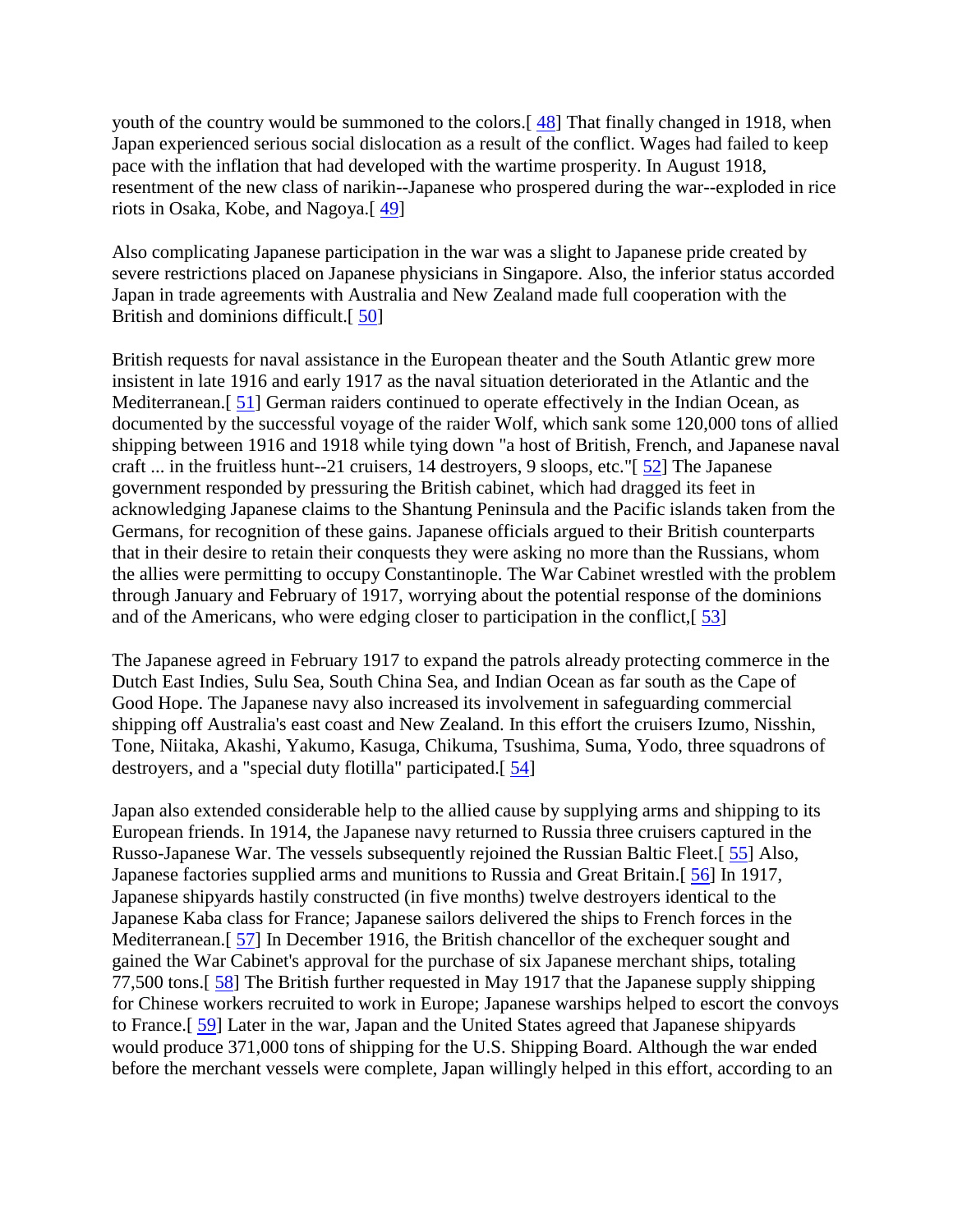youth of the country would be summoned to the colors.[ 48] That finally changed in 1918, when Japan experienced serious social dislocation as a result of the conflict. Wages had failed to keep pace with the inflation that had developed with the wartime prosperity. In August 1918, resentment of the new class of narikin--Japanese who prospered during the war--exploded in rice riots in Osaka, Kobe, and Nagoya.[ 49]

Also complicating Japanese participation in the war was a slight to Japanese pride created by severe restrictions placed on Japanese physicians in Singapore. Also, the inferior status accorded Japan in trade agreements with Australia and New Zealand made full cooperation with the British and dominions difficult.[ 50]

British requests for naval assistance in the European theater and the South Atlantic grew more insistent in late 1916 and early 1917 as the naval situation deteriorated in the Atlantic and the Mediterranean.[ 51] German raiders continued to operate effectively in the Indian Ocean, as documented by the successful voyage of the raider Wolf, which sank some 120,000 tons of allied shipping between 1916 and 1918 while tying down "a host of British, French, and Japanese naval craft ... in the fruitless hunt--21 cruisers, 14 destroyers, 9 sloops, etc."[ 52] The Japanese government responded by pressuring the British cabinet, which had dragged its feet in acknowledging Japanese claims to the Shantung Peninsula and the Pacific islands taken from the Germans, for recognition of these gains. Japanese officials argued to their British counterparts that in their desire to retain their conquests they were asking no more than the Russians, whom the allies were permitting to occupy Constantinople. The War Cabinet wrestled with the problem through January and February of 1917, worrying about the potential response of the dominions and of the Americans, who were edging closer to participation in the conflict,[ 53]

The Japanese agreed in February 1917 to expand the patrols already protecting commerce in the Dutch East Indies, Sulu Sea, South China Sea, and Indian Ocean as far south as the Cape of Good Hope. The Japanese navy also increased its involvement in safeguarding commercial shipping off Australia's east coast and New Zealand. In this effort the cruisers Izumo, Nisshin, Tone, Niitaka, Akashi, Yakumo, Kasuga, Chikuma, Tsushima, Suma, Yodo, three squadrons of destroyers, and a "special duty flotilla" participated.[ 54]

Japan also extended considerable help to the allied cause by supplying arms and shipping to its European friends. In 1914, the Japanese navy returned to Russia three cruisers captured in the Russo-Japanese War. The vessels subsequently rejoined the Russian Baltic Fleet.[ 55] Also, Japanese factories supplied arms and munitions to Russia and Great Britain.[ 56] In 1917, Japanese shipyards hastily constructed (in five months) twelve destroyers identical to the Japanese Kaba class for France; Japanese sailors delivered the ships to French forces in the Mediterranean.[ 57] In December 1916, the British chancellor of the exchequer sought and gained the War Cabinet's approval for the purchase of six Japanese merchant ships, totaling 77,500 tons.[ 58] The British further requested in May 1917 that the Japanese supply shipping for Chinese workers recruited to work in Europe; Japanese warships helped to escort the convoys to France.[ 59] Later in the war, Japan and the United States agreed that Japanese shipyards would produce 371,000 tons of shipping for the U.S. Shipping Board. Although the war ended before the merchant vessels were complete, Japan willingly helped in this effort, according to an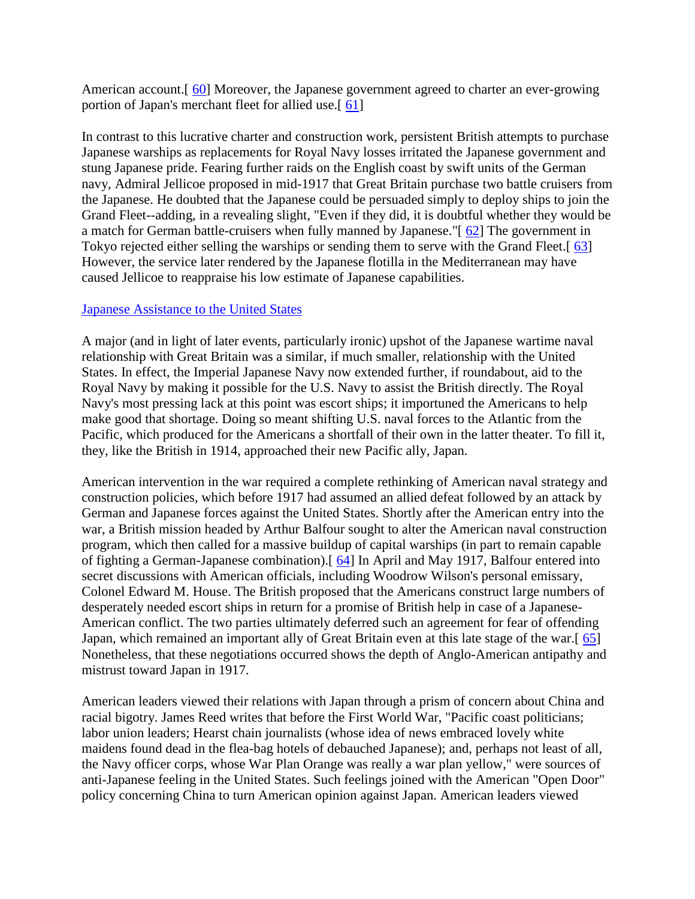American account.[60] Moreover, the Japanese government agreed to charter an ever-growing portion of Japan's merchant fleet for allied use.[61]

In contrast to this lucrative charter and construction work, persistent British attempts to purchase Japanese warships as replacements for Royal Navy losses irritated the Japanese government and stung Japanese pride. Fearing further raids on the English coast by swift units of the German navy, Admiral Jellicoe proposed in mid-1917 that Great Britain purchase two battle cruisers from the Japanese. He doubted that the Japanese could be persuaded simply to deploy ships to join the Grand Fleet--adding, in a revealing slight, "Even if they did, it is doubtful whether they would be a match for German battle-cruisers when fully manned by Japanese."[62] The government in Tokyo rejected either selling the warships or sending them to serve with the Grand Fleet.[63] However, the service later rendered by the Japanese flotilla in the Mediterranean may have caused Jellicoe to reappraise his low estimate of Japanese capabilities.

## Japanese Assistance to the United States

A major (and in light of later events, particularly ironic) upshot of the Japanese wartime naval relationship with Great Britain was a similar, if much smaller, relationship with the United States. In effect, the Imperial Japanese Navy now extended further, if roundabout, aid to the Royal Navy by making it possible for the U.S. Navy to assist the British directly. The Royal Navy's most pressing lack at this point was escort ships; it importuned the Americans to help make good that shortage. Doing so meant shifting U.S. naval forces to the Atlantic from the Pacific, which produced for the Americans a shortfall of their own in the latter theater. To fill it, they, like the British in 1914, approached their new Pacific ally, Japan.

American intervention in the war required a complete rethinking of American naval strategy and construction policies, which before 1917 had assumed an allied defeat followed by an attack by German and Japanese forces against the United States. Shortly after the American entry into the war, a British mission headed by Arthur Balfour sought to alter the American naval construction program, which then called for a massive buildup of capital warships (in part to remain capable of fighting a German-Japanese combination).[64] In April and May 1917, Balfour entered into secret discussions with American officials, including Woodrow Wilson's personal emissary, Colonel Edward M. House. The British proposed that the Americans construct large numbers of desperately needed escort ships in return for a promise of British help in case of a Japanese-American conflict. The two parties ultimately deferred such an agreement for fear of offending Japan, which remained an important ally of Great Britain even at this late stage of the war.[65] Nonetheless, that these negotiations occurred shows the depth of Anglo-American antipathy and mistrust toward Japan in 1917.

American leaders viewed their relations with Japan through a prism of concern about China and racial bigotry. James Reed writes that before the First World War, "Pacific coast politicians; labor union leaders; Hearst chain journalists (whose idea of news embraced lovely white maidens found dead in the flea-bag hotels of debauched Japanese); and, perhaps not least of all, the Navy officer corps, whose War Plan Orange was really a war plan yellow," were sources of anti-Japanese feeling in the United States. Such feelings joined with the American "Open Door" policy concerning China to turn American opinion against Japan. American leaders viewed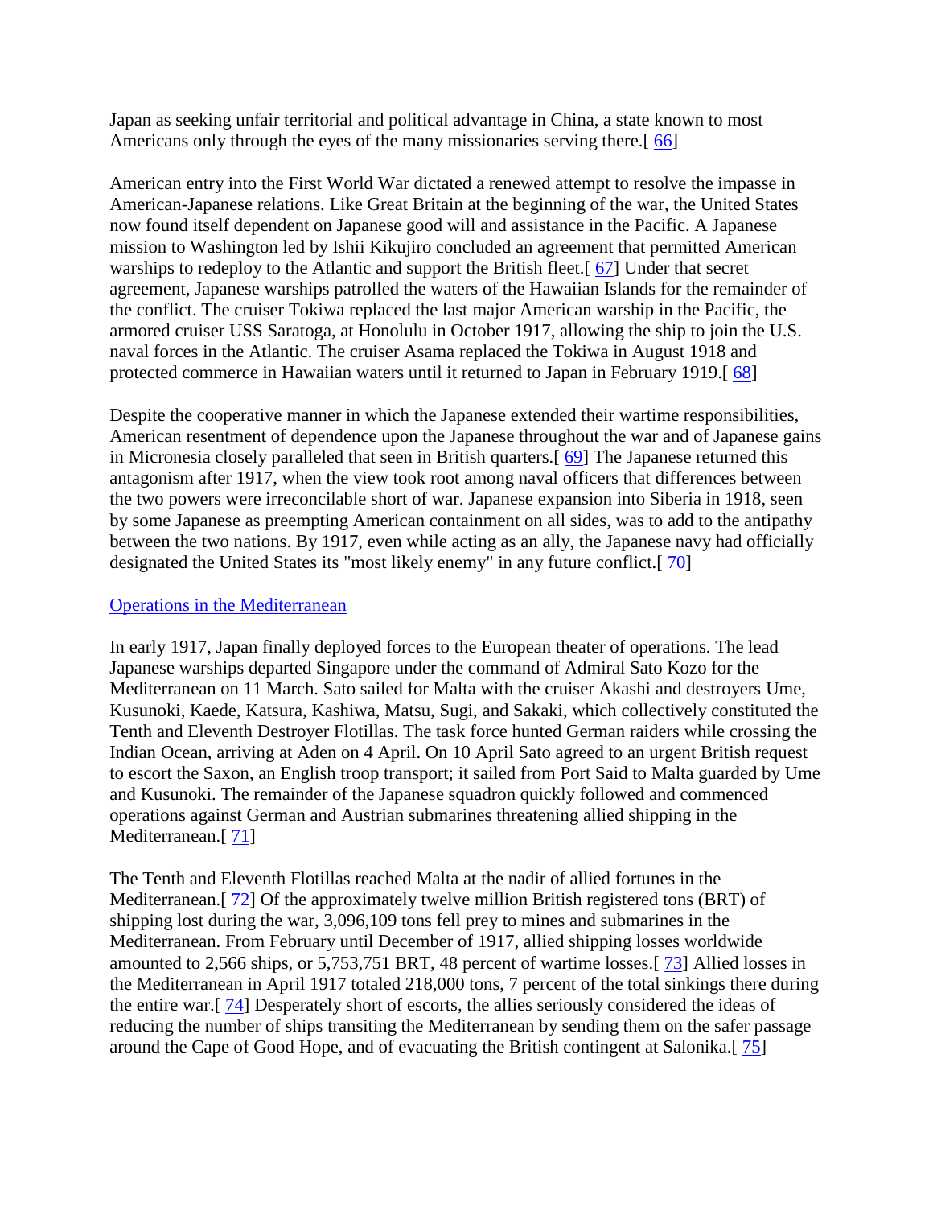Japan as seeking unfair territorial and political advantage in China, a state known to most Americans only through the eyes of the many missionaries serving there.[ 66]

American entry into the First World War dictated a renewed attempt to resolve the impasse in American-Japanese relations. Like Great Britain at the beginning of the war, the United States now found itself dependent on Japanese good will and assistance in the Pacific. A Japanese mission to Washington led by Ishii Kikujiro concluded an agreement that permitted American warships to redeploy to the Atlantic and support the British fleet.[ 67] Under that secret agreement, Japanese warships patrolled the waters of the Hawaiian Islands for the remainder of the conflict. The cruiser Tokiwa replaced the last major American warship in the Pacific, the armored cruiser USS Saratoga, at Honolulu in October 1917, allowing the ship to join the U.S. naval forces in the Atlantic. The cruiser Asama replaced the Tokiwa in August 1918 and protected commerce in Hawaiian waters until it returned to Japan in February 1919.[ 68]

Despite the cooperative manner in which the Japanese extended their wartime responsibilities, American resentment of dependence upon the Japanese throughout the war and of Japanese gains in Micronesia closely paralleled that seen in British quarters.[ 69] The Japanese returned this antagonism after 1917, when the view took root among naval officers that differences between the two powers were irreconcilable short of war. Japanese expansion into Siberia in 1918, seen by some Japanese as preempting American containment on all sides, was to add to the antipathy between the two nations. By 1917, even while acting as an ally, the Japanese navy had officially designated the United States its "most likely enemy" in any future conflict.[ 70]

## Operations in the Mediterranean

In early 1917, Japan finally deployed forces to the European theater of operations. The lead Japanese warships departed Singapore under the command of Admiral Sato Kozo for the Mediterranean on 11 March. Sato sailed for Malta with the cruiser Akashi and destroyers Ume, Kusunoki, Kaede, Katsura, Kashiwa, Matsu, Sugi, and Sakaki, which collectively constituted the Tenth and Eleventh Destroyer Flotillas. The task force hunted German raiders while crossing the Indian Ocean, arriving at Aden on 4 April. On 10 April Sato agreed to an urgent British request to escort the Saxon, an English troop transport; it sailed from Port Said to Malta guarded by Ume and Kusunoki. The remainder of the Japanese squadron quickly followed and commenced operations against German and Austrian submarines threatening allied shipping in the Mediterranean.[ 71]

The Tenth and Eleventh Flotillas reached Malta at the nadir of allied fortunes in the Mediterranean.[ 72] Of the approximately twelve million British registered tons (BRT) of shipping lost during the war, 3,096,109 tons fell prey to mines and submarines in the Mediterranean. From February until December of 1917, allied shipping losses worldwide amounted to 2,566 ships, or 5,753,751 BRT, 48 percent of wartime losses.[ 73] Allied losses in the Mediterranean in April 1917 totaled 218,000 tons, 7 percent of the total sinkings there during the entire war.[ 74] Desperately short of escorts, the allies seriously considered the ideas of reducing the number of ships transiting the Mediterranean by sending them on the safer passage around the Cape of Good Hope, and of evacuating the British contingent at Salonika.[ 75]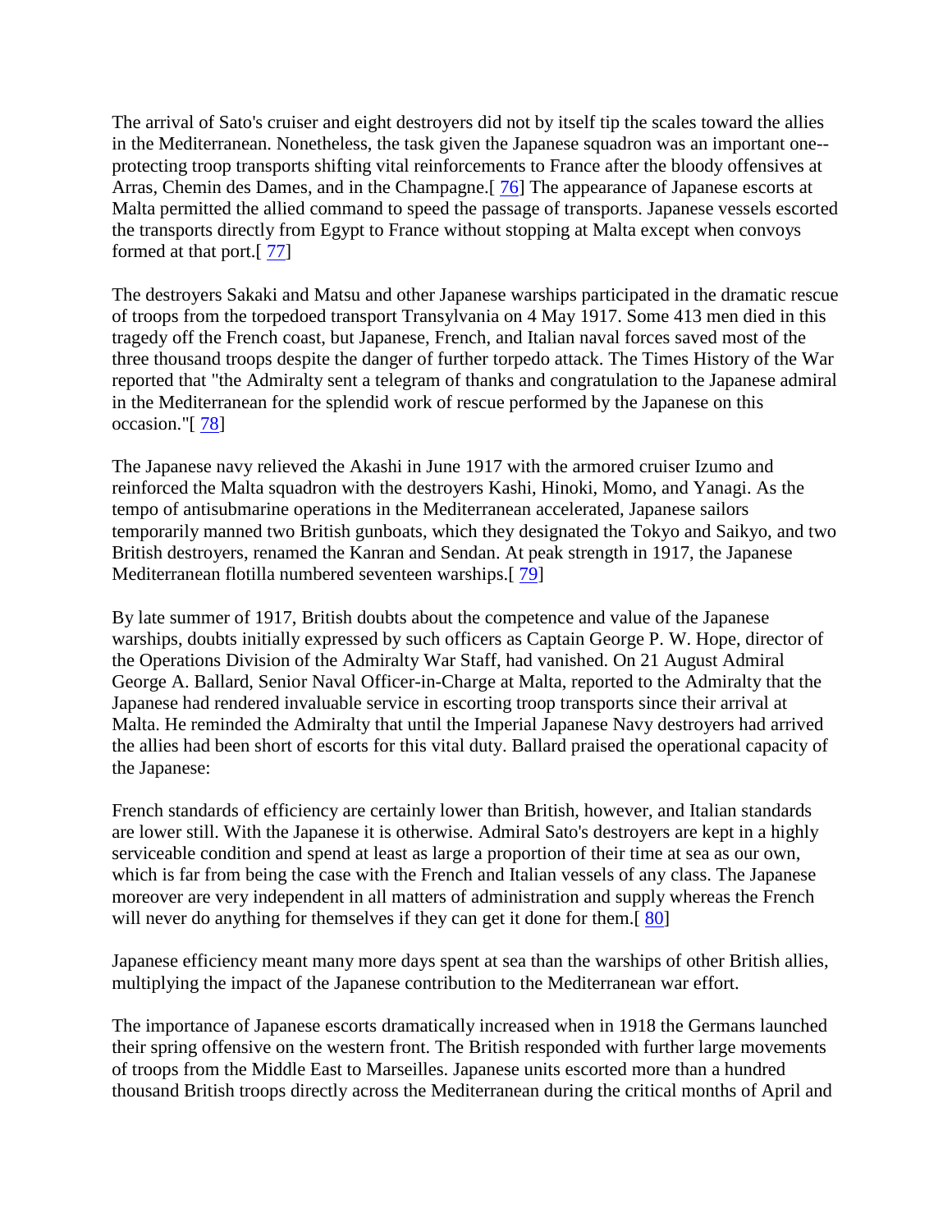The arrival of Sato's cruiser and eight destroyers did not by itself tip the scales toward the allies in the Mediterranean. Nonetheless, the task given the Japanese squadron was an important one--protecting troop transports shifting vital reinforcements to France after the bloody offensives at Arras, Chemin des Dames, and in the Champagne.[ 76] The appearance of Japanese escorts at Malta permitted the allied command to speed the passage of transports. Japanese vessels escorted the transports directly from Egypt to France without stopping at Malta except when convoys formed at that port.[ 77]

The destroyers Sakaki and Matsu and other Japanese warships participated in the dramatic rescue of troops from the torpedoed transport Transylvania on 4 May 1917. Some 413 men died in this tragedy off the French coast, but Japanese, French, and Italian naval forces saved most of the three thousand troops despite the danger of further torpedo attack. The Times History of the War reported that "the Admiralty sent a telegram of thanks and congratulation to the Japanese admiral in the Mediterranean for the splendid work of rescue performed by the Japanese on this occasion."[ 78]

The Japanese navy relieved the Akashi in June 1917 with the armored cruiser Izumo and reinforced the Malta squadron with the destroyers Kashi, Hinoki, Momo, and Yanagi. As the tempo of antisubmarine operations in the Mediterranean accelerated, Japanese sailors temporarily manned two British gunboats, which they designated the Tokyo and Saikyo, and two British destroyers, renamed the Kanran and Sendan. At peak strength in 1917, the Japanese Mediterranean flotilla numbered seventeen warships.[ 79]

By late summer of 1917, British doubts about the competence and value of the Japanese warships, doubts initially expressed by such officers as Captain George P. W. Hope, director of the Operations Division of the Admiralty War Staff, had vanished. On 21 August Admiral George A. Ballard, Senior Naval Officer-in-Charge at Malta, reported to the Admiralty that the Japanese had rendered invaluable service in escorting troop transports since their arrival at Malta. He reminded the Admiralty that until the Imperial Japanese Navy destroyers had arrived the allies had been short of escorts for this vital duty. Ballard praised the operational capacity of the Japanese:

French standards of efficiency are certainly lower than British, however, and Italian standards are lower still. With the Japanese it is otherwise. Admiral Sato's destroyers are kept in a highly serviceable condition and spend at least as large a proportion of their time at sea as our own, which is far from being the case with the French and Italian vessels of any class. The Japanese moreover are very independent in all matters of administration and supply whereas the French will never do anything for themselves if they can get it done for them.[ 80]

Japanese efficiency meant many more days spent at sea than the warships of other British allies, multiplying the impact of the Japanese contribution to the Mediterranean war effort.

The importance of Japanese escorts dramatically increased when in 1918 the Germans launched their spring offensive on the western front. The British responded with further large movements of troops from the Middle East to Marseilles. Japanese units escorted more than a hundred thousand British troops directly across the Mediterranean during the critical months of April and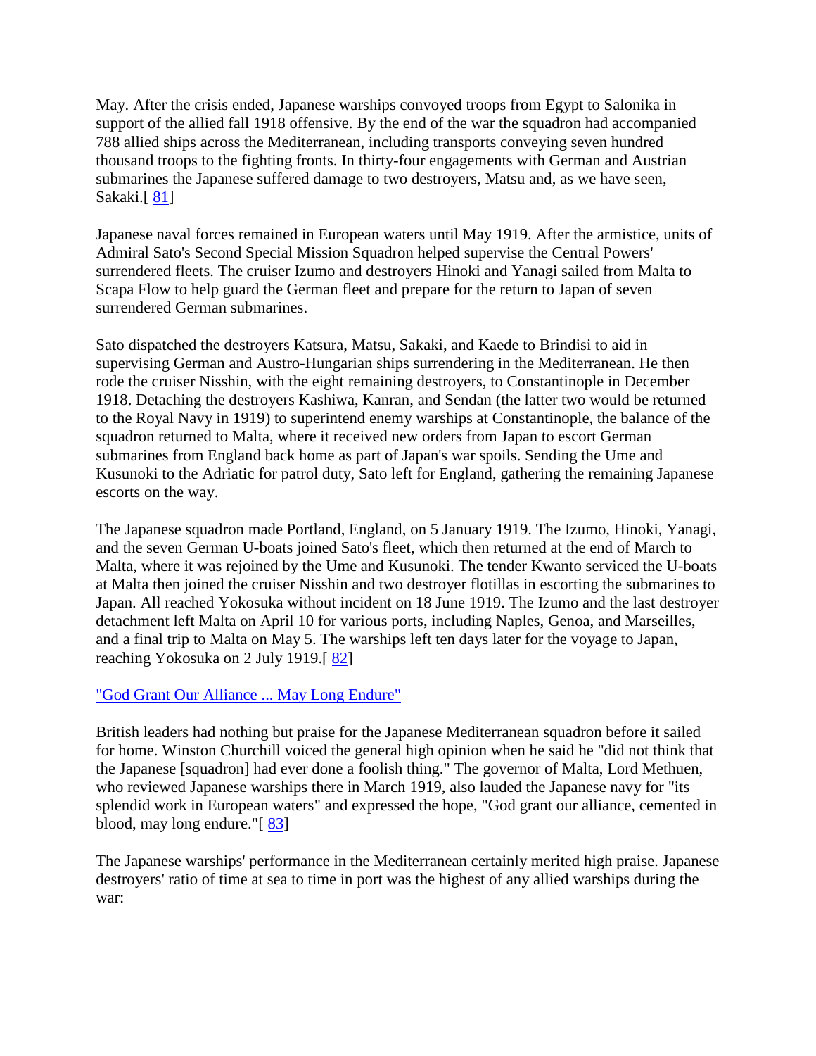May. After the crisis ended, Japanese warships convoyed troops from Egypt to Salonika in support of the allied fall 1918 offensive. By the end of the war the squadron had accompanied 788 allied ships across the Mediterranean, including transports conveying seven hundred thousand troops to the fighting fronts. In thirty-four engagements with German and Austrian submarines the Japanese suffered damage to two destroyers, Matsu and, as we have seen, Sakaki.[ 81]

Japanese naval forces remained in European waters until May 1919. After the armistice, units of Admiral Sato's Second Special Mission Squadron helped supervise the Central Powers' surrendered fleets. The cruiser Izumo and destroyers Hinoki and Yanagi sailed from Malta to Scapa Flow to help guard the German fleet and prepare for the return to Japan of seven surrendered German submarines.

Sato dispatched the destroyers Katsura, Matsu, Sakaki, and Kaede to Brindisi to aid in supervising German and Austro-Hungarian ships surrendering in the Mediterranean. He then rode the cruiser Nisshin, with the eight remaining destroyers, to Constantinople in December 1918. Detaching the destroyers Kashiwa, Kanran, and Sendan (the latter two would be returned to the Royal Navy in 1919) to superintend enemy warships at Constantinople, the balance of the squadron returned to Malta, where it received new orders from Japan to escort German submarines from England back home as part of Japan's war spoils. Sending the Ume and Kusunoki to the Adriatic for patrol duty, Sato left for England, gathering the remaining Japanese escorts on the way.

The Japanese squadron made Portland, England, on 5 January 1919. The Izumo, Hinoki, Yanagi, and the seven German U-boats joined Sato's fleet, which then returned at the end of March to Malta, where it was rejoined by the Ume and Kusunoki. The tender Kwanto serviced the U-boats at Malta then joined the cruiser Nisshin and two destroyer flotillas in escorting the submarines to Japan. All reached Yokosuka without incident on 18 June 1919. The Izumo and the last destroyer detachment left Malta on April 10 for various ports, including Naples, Genoa, and Marseilles, and a final trip to Malta on May 5. The warships left ten days later for the voyage to Japan, reaching Yokosuka on 2 July 1919.[ 82]

## "God Grant Our Alliance ... May Long Endure"

British leaders had nothing but praise for the Japanese Mediterranean squadron before it sailed for home. Winston Churchill voiced the general high opinion when he said he "did not think that the Japanese [squadron] had ever done a foolish thing." The governor of Malta, Lord Methuen, who reviewed Japanese warships there in March 1919, also lauded the Japanese navy for "its splendid work in European waters" and expressed the hope, "God grant our alliance, cemented in blood, may long endure."[ 83]

The Japanese warships' performance in the Mediterranean certainly merited high praise. Japanese destroyers' ratio of time at sea to time in port was the highest of any allied warships during the war: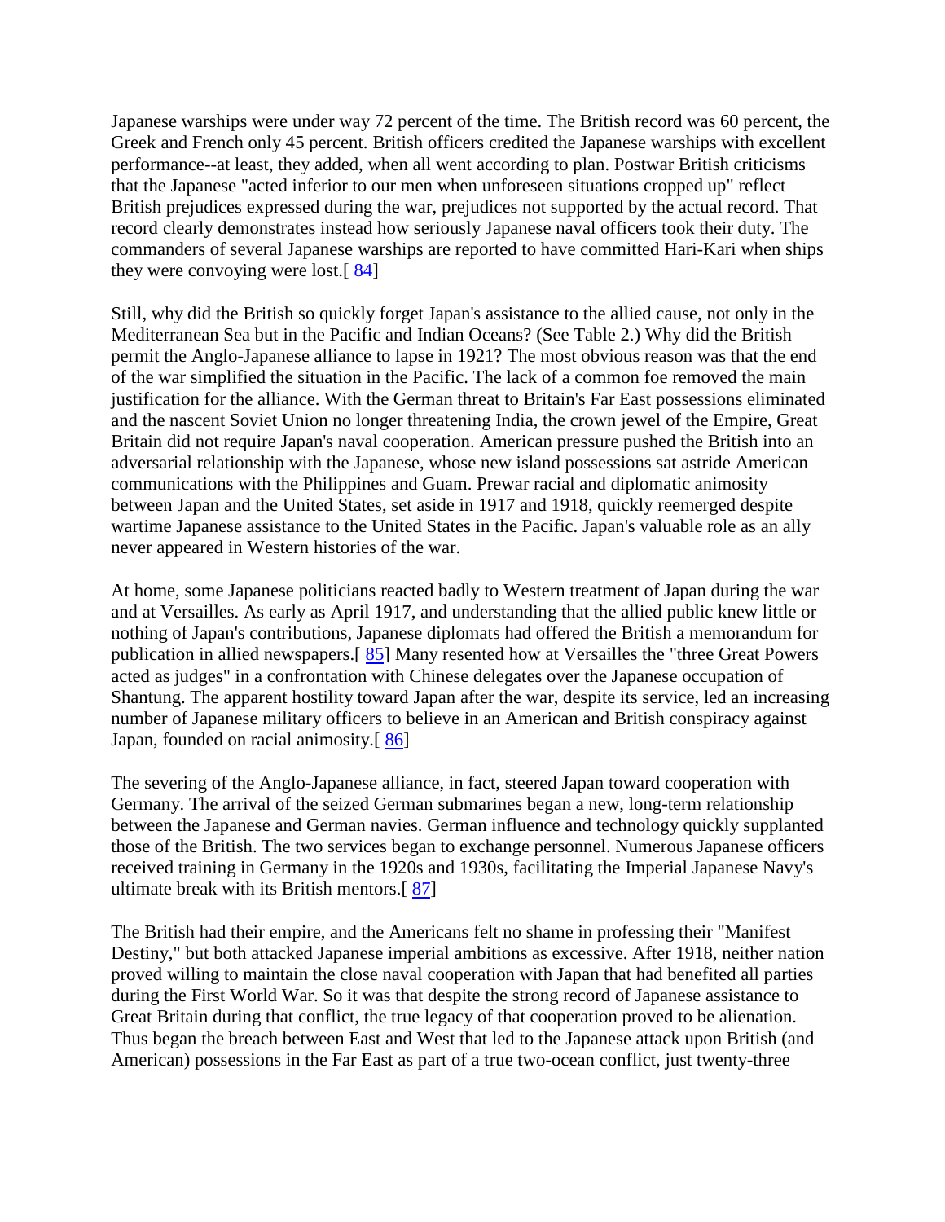Japanese warships were under way 72 percent of the time. The British record was 60 percent, the Greek and French only 45 percent. British officers credited the Japanese warships with excellent performance--at least, they added, when all went according to plan. Postwar British criticisms that the Japanese "acted inferior to our men when unforeseen situations cropped up" reflect British prejudices expressed during the war, prejudices not supported by the actual record. That record clearly demonstrates instead how seriously Japanese naval officers took their duty. The commanders of several Japanese warships are reported to have committed Hari-Kari when ships they were convoying were lost.[ 84]

Still, why did the British so quickly forget Japan's assistance to the allied cause, not only in the Mediterranean Sea but in the Pacific and Indian Oceans? (See Table 2.) Why did the British permit the Anglo-Japanese alliance to lapse in 1921? The most obvious reason was that the end of the war simplified the situation in the Pacific. The lack of a common foe removed the main justification for the alliance. With the German threat to Britain's Far East possessions eliminated and the nascent Soviet Union no longer threatening India, the crown jewel of the Empire, Great Britain did not require Japan's naval cooperation. American pressure pushed the British into an adversarial relationship with the Japanese, whose new island possessions sat astride American communications with the Philippines and Guam. Prewar racial and diplomatic animosity between Japan and the United States, set aside in 1917 and 1918, quickly reemerged despite wartime Japanese assistance to the United States in the Pacific. Japan's valuable role as an ally never appeared in Western histories of the war.

At home, some Japanese politicians reacted badly to Western treatment of Japan during the war and at Versailles. As early as April 1917, and understanding that the allied public knew little or nothing of Japan's contributions, Japanese diplomats had offered the British a memorandum for publication in allied newspapers.[ 85] Many resented how at Versailles the "three Great Powers acted as judges" in a confrontation with Chinese delegates over the Japanese occupation of Shantung. The apparent hostility toward Japan after the war, despite its service, led an increasing number of Japanese military officers to believe in an American and British conspiracy against Japan, founded on racial animosity.[ 86]

The severing of the Anglo-Japanese alliance, in fact, steered Japan toward cooperation with Germany. The arrival of the seized German submarines began a new, long-term relationship between the Japanese and German navies. German influence and technology quickly supplanted those of the British. The two services began to exchange personnel. Numerous Japanese officers received training in Germany in the 1920s and 1930s, facilitating the Imperial Japanese Navy's ultimate break with its British mentors.[ 87]

The British had their empire, and the Americans felt no shame in professing their "Manifest Destiny," but both attacked Japanese imperial ambitions as excessive. After 1918, neither nation proved willing to maintain the close naval cooperation with Japan that had benefited all parties during the First World War. So it was that despite the strong record of Japanese assistance to Great Britain during that conflict, the true legacy of that cooperation proved to be alienation. Thus began the breach between East and West that led to the Japanese attack upon British (and American) possessions in the Far East as part of a true two-ocean conflict, just twenty-three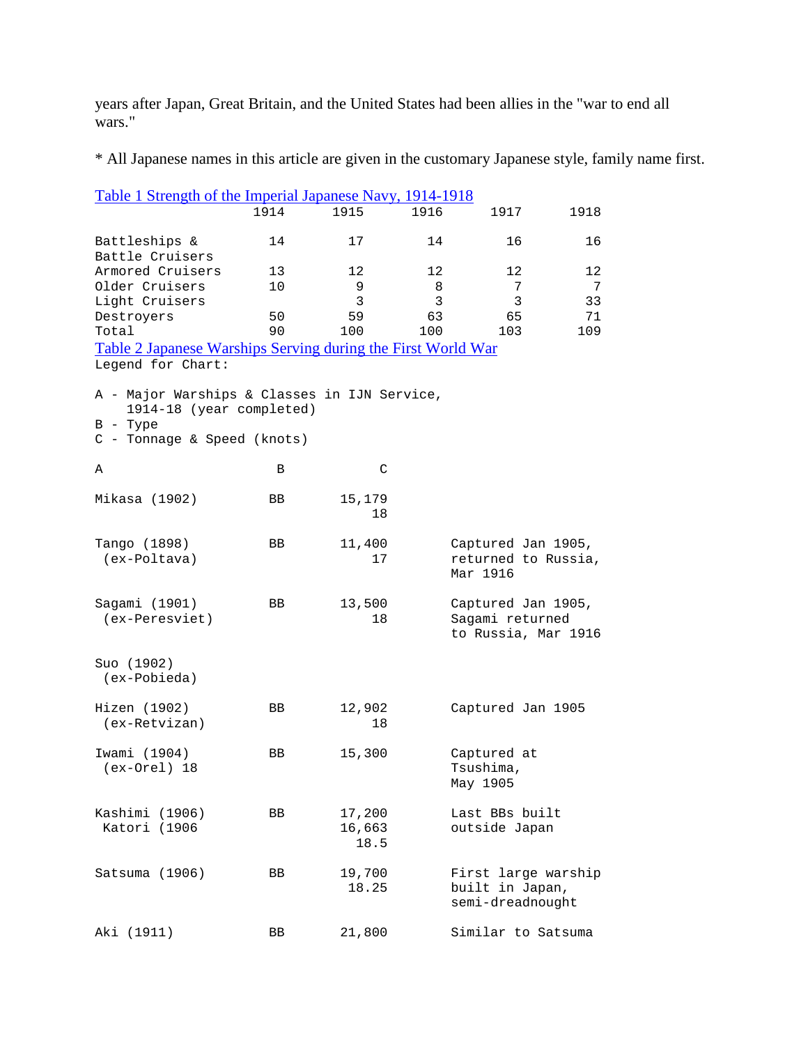years after Japan, Great Britain, and the United States had been allies in the "war to end all wars."

* All Japanese names in this article are given in the customary Japanese style, family name first.

Table 1 Strength of the Imperial Japanese Navy, 1914-1918

| | 1914 | 1915 | 1916 | 1917 | 1918 |
|---|---|---|---|---|---|
| Battleships & Battle Cruisers | 14 | 17 | 14 | 16 | 16 |
| Armored Cruisers | 13 | 12 | 12 | 12 | 12 |
| Older Cruisers | 10 | 9 | 8 | 7 | 7 |
| Light Cruisers | | 3 | 3 | 3 | 33 |
| Destroyers | 50 | 59 | 63 | 65 | 71 |
| Total | 90 | 100 | 100 | 103 | 109 |

Table 2 Japanese Warships Serving during the First World War

Legend for Chart:

A - Major Warships & Classes in IJN Service, 1914-18 (year completed)
B - Type
C - Tonnage & Speed (knots)

| A | B | C | |
|---|---|---|---|
| Mikasa (1902) | BB | 15,179<br>18 | |
| Tango (1898)<br>(ex-Poltava) | BB | 11,400<br>17 | Captured Jan 1905, returned to Russia, Mar 1916 |
| Sagami (1901)<br>(ex-Peresviet) | BB | 13,500<br>18 | Captured Jan 1905, Sagami returned to Russia, Mar 1916 |
| Suo (1902)<br>(ex-Pobieda) | | | |
| Hizen (1902)<br>(ex-Retvizan) | BB | 12,902<br>18 | Captured Jan 1905 |
| Iwami (1904)<br>(ex-Orel) 18 | BB | 15,300 | Captured at Tsushima, May 1905 |
| Kashimi (1906)<br>Katori (1906 | BB | 17,200<br>16,663<br>18.5 | Last BBs built outside Japan |
| Satsuma (1906) | BB | 19,700<br>18.25 | First large warship built in Japan, semi-dreadnought |
| Aki (1911) | BB | 21,800 | Similar to Satsuma |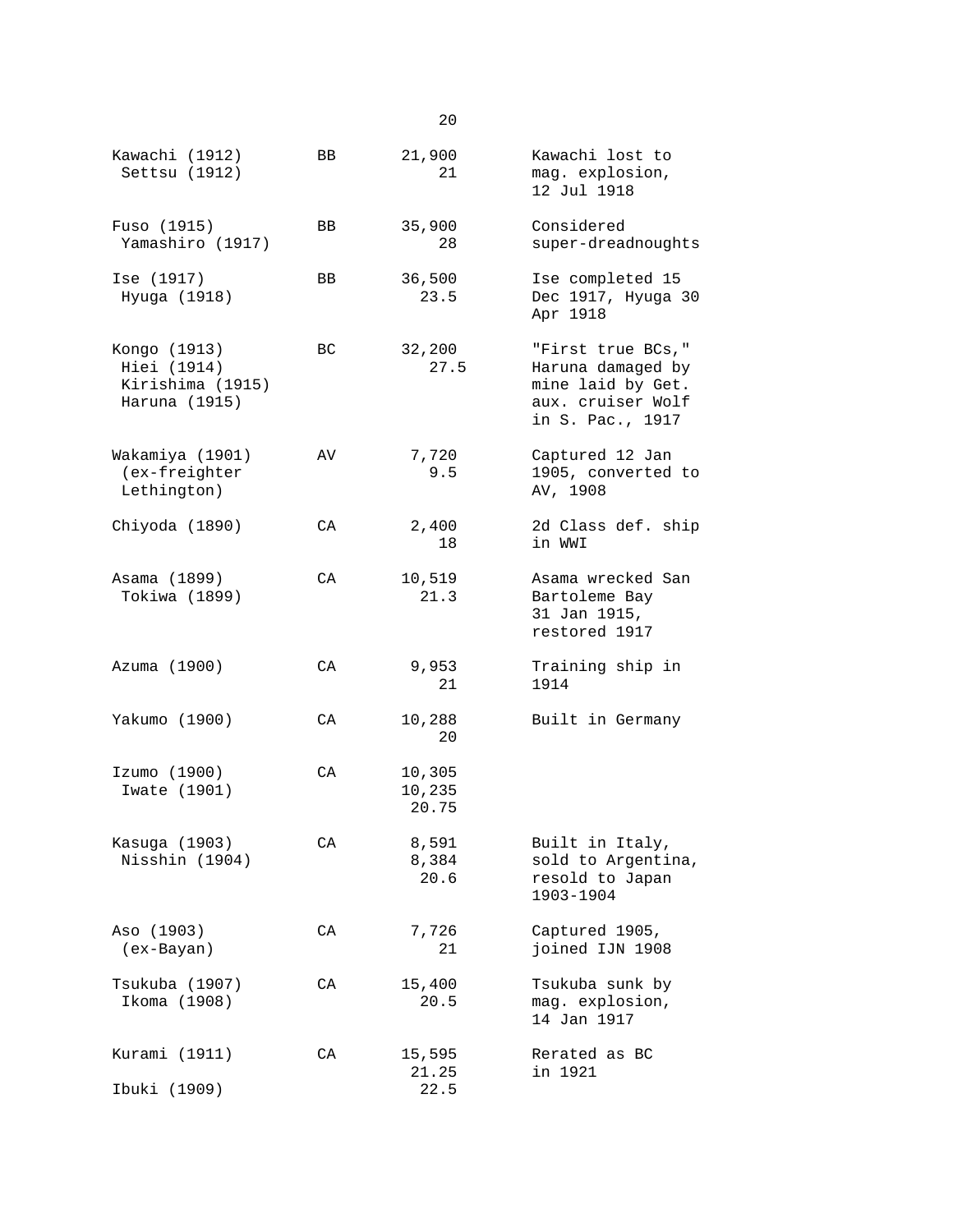| | | | |
|---|---|---|---|
| Kawachi (1912) Settsu (1912) | BB | 21,900 21 | Kawachi lost to mag. explosion, 12 Jul 1918 |
| Fuso (1915) Yamashiro (1917) | BB | 35,900 28 | Considered super-dreadnoughts |
| Ise (1917) Hyuga (1918) | BB | 36,500 23.5 | Ise completed 15 Dec 1917, Hyuga 30 Apr 1918 |
| Kongo (1913) Hiei (1914) Kirishima (1915) Haruna (1915) | BC | 32,200 27.5 | "First true BCs," Haruna damaged by mine laid by Get. aux. cruiser Wolf in S. Pac., 1917 |
| Wakamiya (1901) (ex-freighter Lethington) | AV | 7,720 9.5 | Captured 12 Jan 1905, converted to AV, 1908 |
| Chiyoda (1890) | CA | 2,400 18 | 2d Class def. ship in WWI |
| Asama (1899) Tokiwa (1899) | CA | 10,519 21.3 | Asama wrecked San Bartoleme Bay 31 Jan 1915, restored 1917 |
| Azuma (1900) | CA | 9,953 21 | Training ship in 1914 |
| Yakumo (1900) | CA | 10,288 20 | Built in Germany |
| Izumo (1900) Iwate (1901) | CA | 10,305 10,235 20.75 | |
| Kasuga (1903) Nisshin (1904) | CA | 8,591 8,384 20.6 | Built in Italy, sold to Argentina, resold to Japan 1903-1904 |
| Aso (1903) (ex-Bayan) | CA | 7,726 21 | Captured 1905, joined IJN 1908 |
| Tsukuba (1907) Ikoma (1908) | CA | 15,400 20.5 | Tsukuba sunk by mag. explosion, 14 Jan 1917 |
| Kurami (1911) | CA | 15,595 21.25 | Rerated as BC in 1921 |
| Ibuki (1909) | | 22.5 | |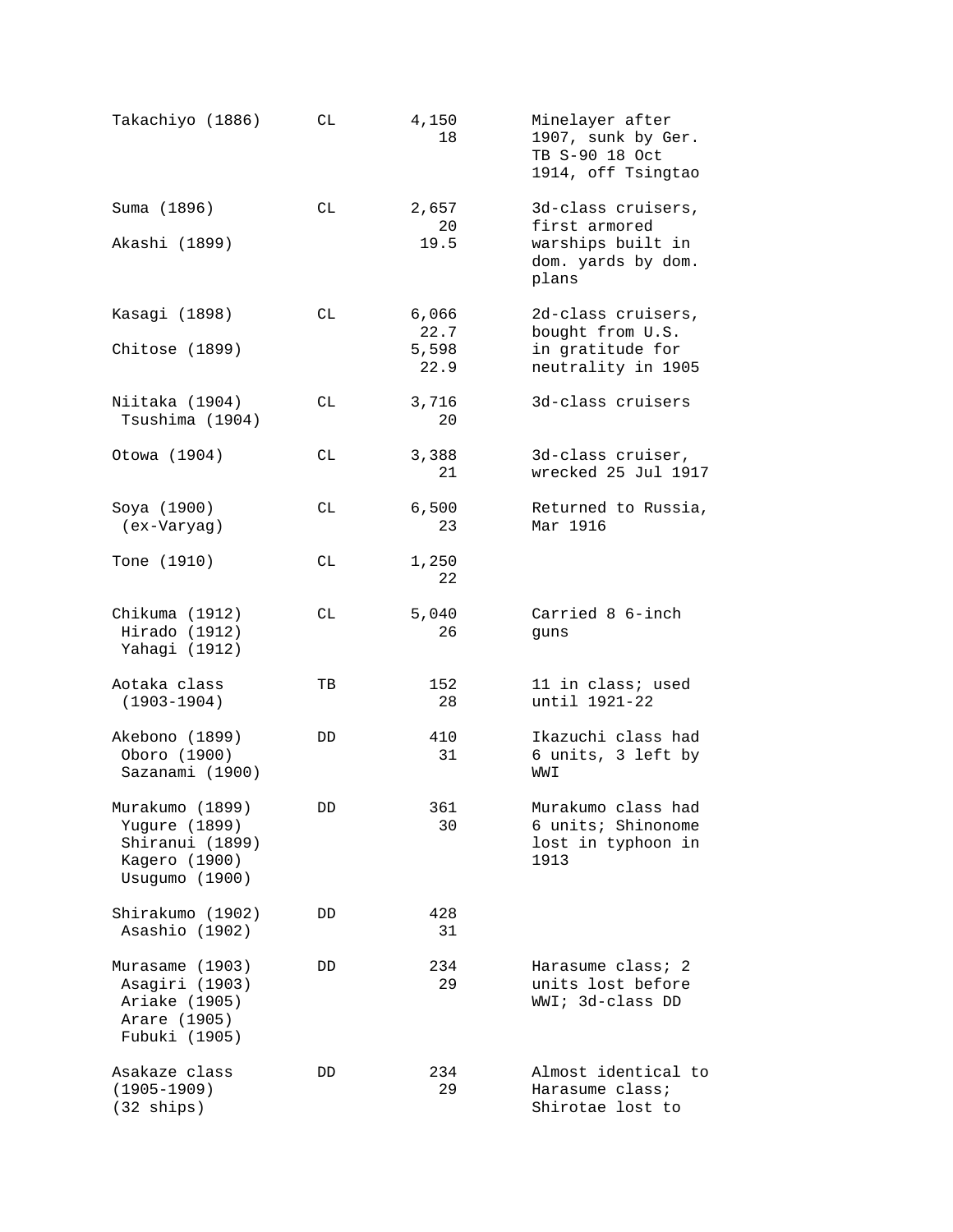| | | | |
|---|---|---|---|
| Takachiyo (1886) | CL | 4,150<br>18 | Minelayer after 1907, sunk by Ger. TB S-90 18 Oct 1914, off Tsingtao |
| Suma (1896)<br><br>Akashi (1899) | CL | 2,657<br>20<br>19.5 | 3d-class cruisers, first armored warships built in dom. yards by dom. plans |
| Kasagi (1898)<br><br>Chitose (1899) | CL | 6,066<br>22.7<br>5,598<br>22.9 | 2d-class cruisers, bought from U.S. in gratitude for neutrality in 1905 |
| Niitaka (1904)<br>Tsushima (1904) | CL | 3,716<br>20 | 3d-class cruisers |
| Otowa (1904) | CL | 3,388<br>21 | 3d-class cruiser, wrecked 25 Jul 1917 |
| Soya (1900)<br>(ex-Varyag) | CL | 6,500<br>23 | Returned to Russia, Mar 1916 |
| Tone (1910) | CL | 1,250<br>22 | |
| Chikuma (1912)<br>Hirado (1912)<br>Yahagi (1912) | CL | 5,040<br>26 | Carried 8 6-inch guns |
| Aotaka class<br>(1903-1904) | TB | 152<br>28 | 11 in class; used until 1921-22 |
| Akebono (1899)<br>Oboro (1900)<br>Sazanami (1900) | DD | 410<br>31 | Ikazuchi class had 6 units, 3 left by WWI |
| Murakumo (1899)<br>Yugure (1899)<br>Shiranui (1899)<br>Kagero (1900)<br>Usugumo (1900) | DD | 361<br>30 | Murakumo class had 6 units; Shinonome lost in typhoon in 1913 |
| Shirakumo (1902)<br>Asashio (1902) | DD | 428<br>31 | |
| Murasame (1903)<br>Asagiri (1903)<br>Ariake (1905)<br>Arare (1905)<br>Fubuki (1905) | DD | 234<br>29 | Harasume class; 2 units lost before WWI; 3d-class DD |
| Asakaze class<br>(1905-1909)<br>(32 ships) | DD | 234<br>29 | Almost identical to Harasume class; Shirotae lost to |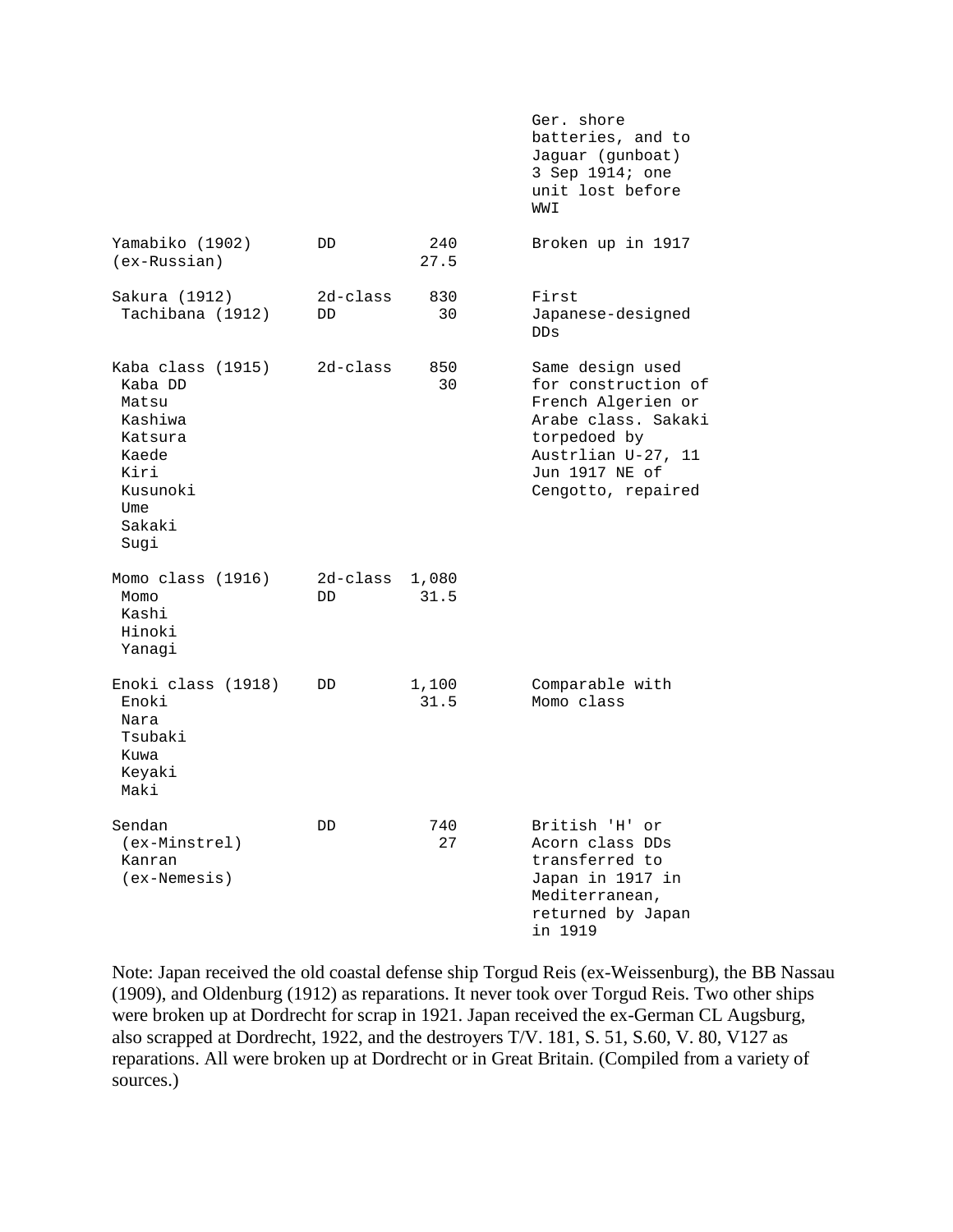| | | | |
|---|---|---|---|
| | | | Ger. shore batteries, and to Jaguar (gunboat) 3 Sep 1914; one unit lost before WWI |
| Yamabiko (1902) (ex-Russian) | DD | 240 27.5 | Broken up in 1917 |
| Sakura (1912) Tachibana (1912) | 2d-class DD | 830 30 | First Japanese-designed DDs |
| Kaba class (1915) Kaba DD Matsu Kashiwa Katsura Kaede Kiri Kusunoki Ume Sakaki Sugi | 2d-class | 850 30 | Same design used for construction of French Algerien or Arabe class. Sakaki torpedoed by Austrlian U-27, 11 Jun 1917 NE of Cengotto, repaired |
| Momo class (1916) Momo Kashi Hinoki Yanagi | 2d-class DD | 1,080 31.5 | |
| Enoki class (1918) Enoki Nara Tsubaki Kuwa Keyaki Maki | DD | 1,100 31.5 | Comparable with Momo class |
| Sendan (ex-Minstrel) Kanran (ex-Nemesis) | DD | 740 27 | British 'H' or Acorn class DDs transferred to Japan in 1917 in Mediterranean, returned by Japan in 1919 |

Note: Japan received the old coastal defense ship Torgud Reis (ex-Weissenburg), the BB Nassau (1909), and Oldenburg (1912) as reparations. It never took over Torgud Reis. Two other ships were broken up at Dordrecht for scrap in 1921. Japan received the ex-German CL Augsburg, also scrapped at Dordrecht, 1922, and the destroyers T/V. 181, S. 51, S.60, V. 80, V127 as reparations. All were broken up at Dordrecht or in Great Britain. (Compiled from a variety of sources.)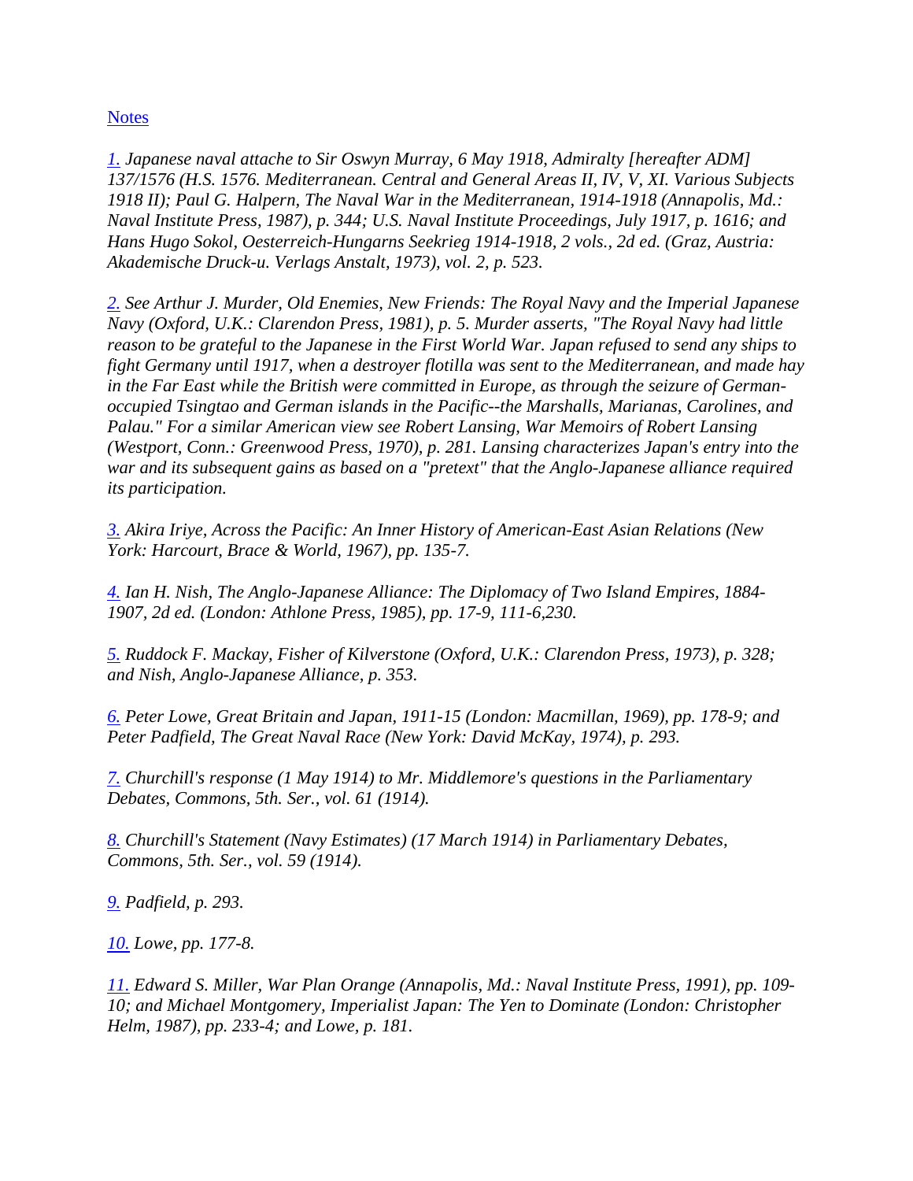Notes

1. *Japanese naval attache to Sir Oswyn Murray, 6 May 1918, Admiralty [hereafter ADM] 137/1576 (H.S. 1576. Mediterranean. Central and General Areas II, IV, V, XI. Various Subjects 1918 II); Paul G. Halpern, The Naval War in the Mediterranean, 1914-1918 (Annapolis, Md.: Naval Institute Press, 1987), p. 344; U.S. Naval Institute Proceedings, July 1917, p. 1616; and Hans Hugo Sokol, Oesterreich-Hungarns Seekrieg 1914-1918, 2 vols., 2d ed. (Graz, Austria: Akademische Druck-u. Verlags Anstalt, 1973), vol. 2, p. 523.*

2. *See Arthur J. Murder, Old Enemies, New Friends: The Royal Navy and the Imperial Japanese Navy (Oxford, U.K.: Clarendon Press, 1981), p. 5. Murder asserts, "The Royal Navy had little reason to be grateful to the Japanese in the First World War. Japan refused to send any ships to fight Germany until 1917, when a destroyer flotilla was sent to the Mediterranean, and made hay in the Far East while the British were committed in Europe, as through the seizure of German-occupied Tsingtao and German islands in the Pacific--the Marshalls, Marianas, Carolines, and Palau." For a similar American view see Robert Lansing, War Memoirs of Robert Lansing (Westport, Conn.: Greenwood Press, 1970), p. 281. Lansing characterizes Japan's entry into the war and its subsequent gains as based on a "pretext" that the Anglo-Japanese alliance required its participation.*

3. *Akira Iriye, Across the Pacific: An Inner History of American-East Asian Relations (New York: Harcourt, Brace & World, 1967), pp. 135-7.*

4. *Ian H. Nish, The Anglo-Japanese Alliance: The Diplomacy of Two Island Empires, 1884-1907, 2d ed. (London: Athlone Press, 1985), pp. 17-9, 111-6,230.*

5. *Ruddock F. Mackay, Fisher of Kilverstone (Oxford, U.K.: Clarendon Press, 1973), p. 328; and Nish, Anglo-Japanese Alliance, p. 353.*

6. *Peter Lowe, Great Britain and Japan, 1911-15 (London: Macmillan, 1969), pp. 178-9; and Peter Padfield, The Great Naval Race (New York: David McKay, 1974), p. 293.*

7. *Churchill's response (1 May 1914) to Mr. Middlemore's questions in the Parliamentary Debates, Commons, 5th. Ser., vol. 61 (1914).*

8. *Churchill's Statement (Navy Estimates) (17 March 1914) in Parliamentary Debates, Commons, 5th. Ser., vol. 59 (1914).*

9. *Padfield, p. 293.*

10. *Lowe, pp. 177-8.*

11. *Edward S. Miller, War Plan Orange (Annapolis, Md.: Naval Institute Press, 1991), pp. 109-10; and Michael Montgomery, Imperialist Japan: The Yen to Dominate (London: Christopher Helm, 1987), pp. 233-4; and Lowe, p. 181.*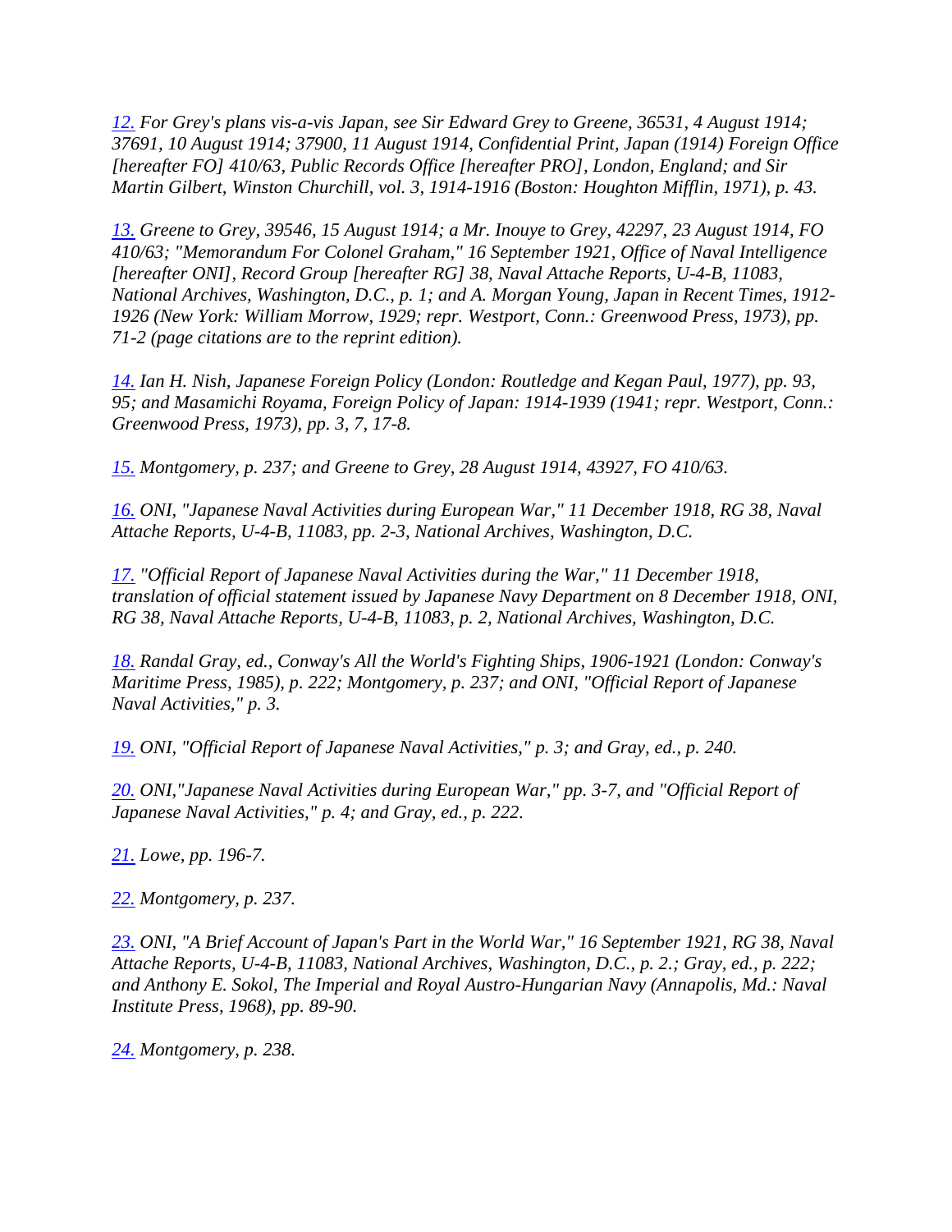*[12.](#) For Grey's plans vis-a-vis Japan, see Sir Edward Grey to Greene, 36531, 4 August 1914; 37691, 10 August 1914; 37900, 11 August 1914, Confidential Print, Japan (1914) Foreign Office [hereafter FO] 410/63, Public Records Office [hereafter PRO], London, England; and Sir Martin Gilbert, Winston Churchill, vol. 3, 1914-1916 (Boston: Houghton Mifflin, 1971), p. 43.*

*[13.](#) Greene to Grey, 39546, 15 August 1914; a Mr. Inouye to Grey, 42297, 23 August 1914, FO 410/63; "Memorandum For Colonel Graham," 16 September 1921, Office of Naval Intelligence [hereafter ONI], Record Group [hereafter RG] 38, Naval Attache Reports, U-4-B, 11083, National Archives, Washington, D.C., p. 1; and A. Morgan Young, Japan in Recent Times, 1912-1926 (New York: William Morrow, 1929; repr. Westport, Conn.: Greenwood Press, 1973), pp. 71-2 (page citations are to the reprint edition).*

*[14.](#) Ian H. Nish, Japanese Foreign Policy (London: Routledge and Kegan Paul, 1977), pp. 93, 95; and Masamichi Royama, Foreign Policy of Japan: 1914-1939 (1941; repr. Westport, Conn.: Greenwood Press, 1973), pp. 3, 7, 17-8.*

*[15.](#) Montgomery, p. 237; and Greene to Grey, 28 August 1914, 43927, FO 410/63.*

*[16.](#) ONI, "Japanese Naval Activities during European War," 11 December 1918, RG 38, Naval Attache Reports, U-4-B, 11083, pp. 2-3, National Archives, Washington, D.C.*

*[17.](#) "Official Report of Japanese Naval Activities during the War," 11 December 1918, translation of official statement issued by Japanese Navy Department on 8 December 1918, ONI, RG 38, Naval Attache Reports, U-4-B, 11083, p. 2, National Archives, Washington, D.C.*

*[18.](#) Randal Gray, ed., Conway's All the World's Fighting Ships, 1906-1921 (London: Conway's Maritime Press, 1985), p. 222; Montgomery, p. 237; and ONI, "Official Report of Japanese Naval Activities," p. 3.*

*[19.](#) ONI, "Official Report of Japanese Naval Activities," p. 3; and Gray, ed., p. 240.*

*[20.](#) ONI,"Japanese Naval Activities during European War," pp. 3-7, and "Official Report of Japanese Naval Activities," p. 4; and Gray, ed., p. 222.*

*[21.](#) Lowe, pp. 196-7.*

*[22.](#) Montgomery, p. 237.*

*[23.](#) ONI, "A Brief Account of Japan's Part in the World War," 16 September 1921, RG 38, Naval Attache Reports, U-4-B, 11083, National Archives, Washington, D.C., p. 2.; Gray, ed., p. 222; and Anthony E. Sokol, The Imperial and Royal Austro-Hungarian Navy (Annapolis, Md.: Naval Institute Press, 1968), pp. 89-90.*

*[24.](#) Montgomery, p. 238.*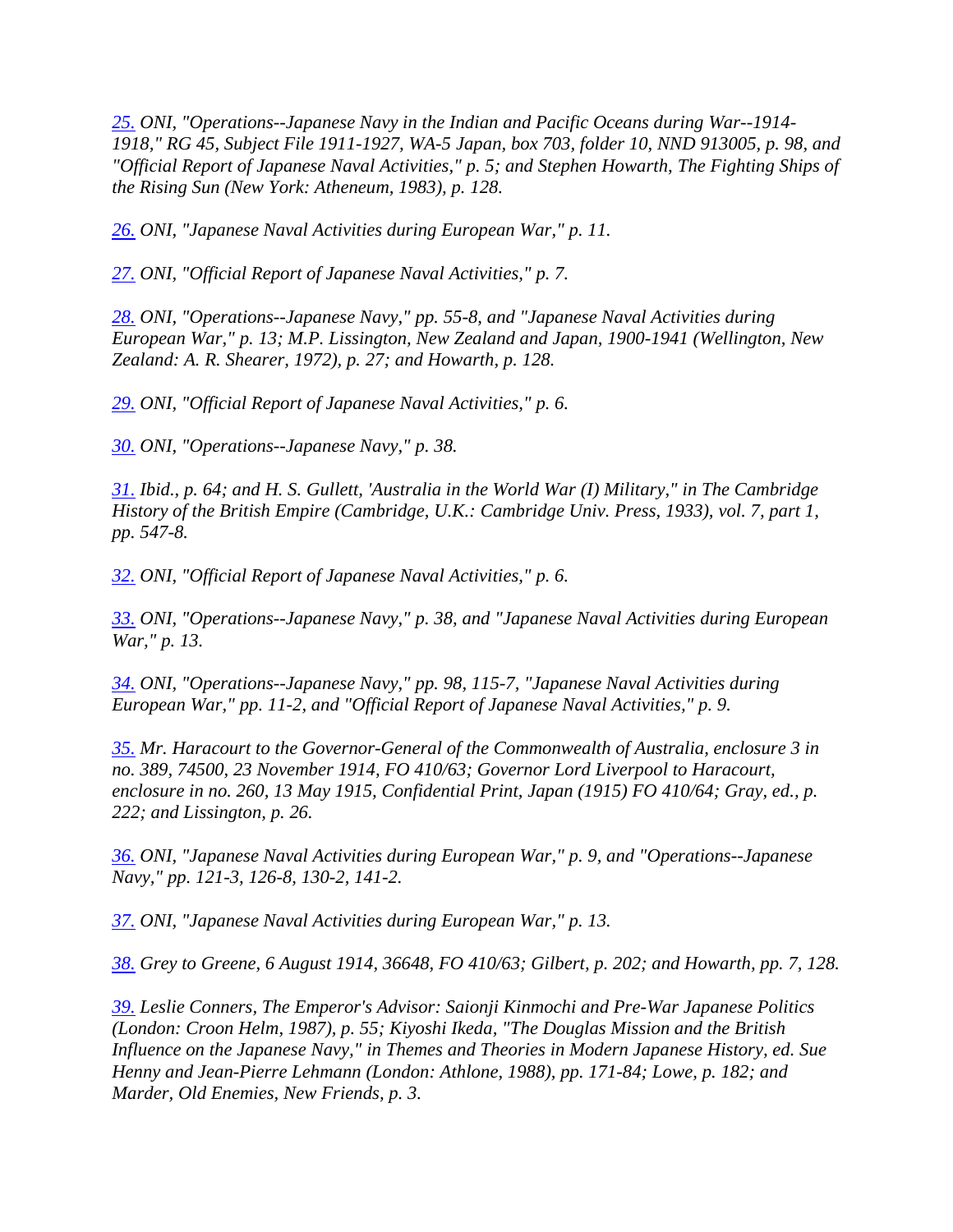*[25.](#) ONI, "Operations--Japanese Navy in the Indian and Pacific Oceans during War--1914-1918," RG 45, Subject File 1911-1927, WA-5 Japan, box 703, folder 10, NND 913005, p. 98, and "Official Report of Japanese Naval Activities," p. 5; and Stephen Howarth, The Fighting Ships of the Rising Sun (New York: Atheneum, 1983), p. 128.*

*[26.](#) ONI, "Japanese Naval Activities during European War," p. 11.*

*[27.](#) ONI, "Official Report of Japanese Naval Activities," p. 7.*

*[28.](#) ONI, "Operations--Japanese Navy," pp. 55-8, and "Japanese Naval Activities during European War," p. 13; M.P. Lissington, New Zealand and Japan, 1900-1941 (Wellington, New Zealand: A. R. Shearer, 1972), p. 27; and Howarth, p. 128.*

*[29.](#) ONI, "Official Report of Japanese Naval Activities," p. 6.*

*[30.](#) ONI, "Operations--Japanese Navy," p. 38.*

*[31.](#) Ibid., p. 64; and H. S. Gullett, 'Australia in the World War (I) Military," in The Cambridge History of the British Empire (Cambridge, U.K.: Cambridge Univ. Press, 1933), vol. 7, part 1, pp. 547-8.*

*[32.](#) ONI, "Official Report of Japanese Naval Activities," p. 6.*

*[33.](#) ONI, "Operations--Japanese Navy," p. 38, and "Japanese Naval Activities during European War," p. 13.*

*[34.](#) ONI, "Operations--Japanese Navy," pp. 98, 115-7, "Japanese Naval Activities during European War," pp. 11-2, and "Official Report of Japanese Naval Activities," p. 9.*

*[35.](#) Mr. Haracourt to the Governor-General of the Commonwealth of Australia, enclosure 3 in no. 389, 74500, 23 November 1914, FO 410/63; Governor Lord Liverpool to Haracourt, enclosure in no. 260, 13 May 1915, Confidential Print, Japan (1915) FO 410/64; Gray, ed., p. 222; and Lissington, p. 26.*

*[36.](#) ONI, "Japanese Naval Activities during European War," p. 9, and "Operations--Japanese Navy," pp. 121-3, 126-8, 130-2, 141-2.*

*[37.](#) ONI, "Japanese Naval Activities during European War," p. 13.*

*[38.](#) Grey to Greene, 6 August 1914, 36648, FO 410/63; Gilbert, p. 202; and Howarth, pp. 7, 128.*

*[39.](#) Leslie Conners, The Emperor's Advisor: Saionji Kinmochi and Pre-War Japanese Politics (London: Croon Helm, 1987), p. 55; Kiyoshi Ikeda, "The Douglas Mission and the British Influence on the Japanese Navy," in Themes and Theories in Modern Japanese History, ed. Sue Henny and Jean-Pierre Lehmann (London: Athlone, 1988), pp. 171-84; Lowe, p. 182; and Marder, Old Enemies, New Friends, p. 3.*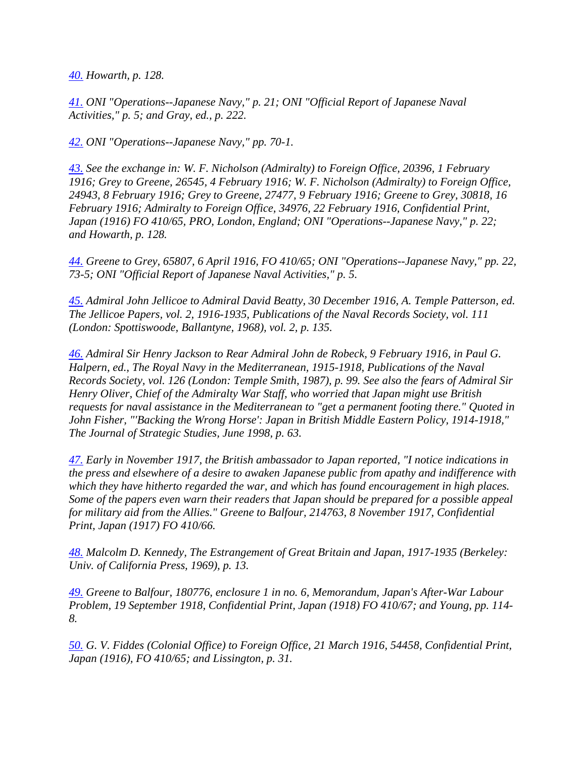40. *Howarth, p. 128.*

41. *ONI "Operations--Japanese Navy," p. 21; ONI "Official Report of Japanese Naval Activities," p. 5; and Gray, ed., p. 222.*

42. *ONI "Operations--Japanese Navy," pp. 70-1.*

43. *See the exchange in: W. F. Nicholson (Admiralty) to Foreign Office, 20396, 1 February 1916; Grey to Greene, 26545, 4 February 1916; W. F. Nicholson (Admiralty) to Foreign Office, 24943, 8 February 1916; Grey to Greene, 27477, 9 February 1916; Greene to Grey, 30818, 16 February 1916; Admiralty to Foreign Office, 34976, 22 February 1916, Confidential Print, Japan (1916) FO 410/65, PRO, London, England; ONI "Operations--Japanese Navy," p. 22; and Howarth, p. 128.*

44. *Greene to Grey, 65807, 6 April 1916, FO 410/65; ONI "Operations--Japanese Navy," pp. 22, 73-5; ONI "Official Report of Japanese Naval Activities," p. 5.*

45. *Admiral John Jellicoe to Admiral David Beatty, 30 December 1916, A. Temple Patterson, ed. The Jellicoe Papers, vol. 2, 1916-1935, Publications of the Naval Records Society, vol. 111 (London: Spottiswoode, Ballantyne, 1968), vol. 2, p. 135.*

46. *Admiral Sir Henry Jackson to Rear Admiral John de Robeck, 9 February 1916, in Paul G. Halpern, ed., The Royal Navy in the Mediterranean, 1915-1918, Publications of the Naval Records Society, vol. 126 (London: Temple Smith, 1987), p. 99. See also the fears of Admiral Sir Henry Oliver, Chief of the Admiralty War Staff, who worried that Japan might use British requests for naval assistance in the Mediterranean to "get a permanent footing there." Quoted in John Fisher, "'Backing the Wrong Horse': Japan in British Middle Eastern Policy, 1914-1918," The Journal of Strategic Studies, June 1998, p. 63.*

47. *Early in November 1917, the British ambassador to Japan reported, "I notice indications in the press and elsewhere of a desire to awaken Japanese public from apathy and indifference with which they have hitherto regarded the war, and which has found encouragement in high places. Some of the papers even warn their readers that Japan should be prepared for a possible appeal for military aid from the Allies." Greene to Balfour, 214763, 8 November 1917, Confidential Print, Japan (1917) FO 410/66.*

48. *Malcolm D. Kennedy, The Estrangement of Great Britain and Japan, 1917-1935 (Berkeley: Univ. of California Press, 1969), p. 13.*

49. *Greene to Balfour, 180776, enclosure 1 in no. 6, Memorandum, Japan's After-War Labour Problem, 19 September 1918, Confidential Print, Japan (1918) FO 410/67; and Young, pp. 114-8.*

50. *G. V. Fiddes (Colonial Office) to Foreign Office, 21 March 1916, 54458, Confidential Print, Japan (1916), FO 410/65; and Lissington, p. 31.*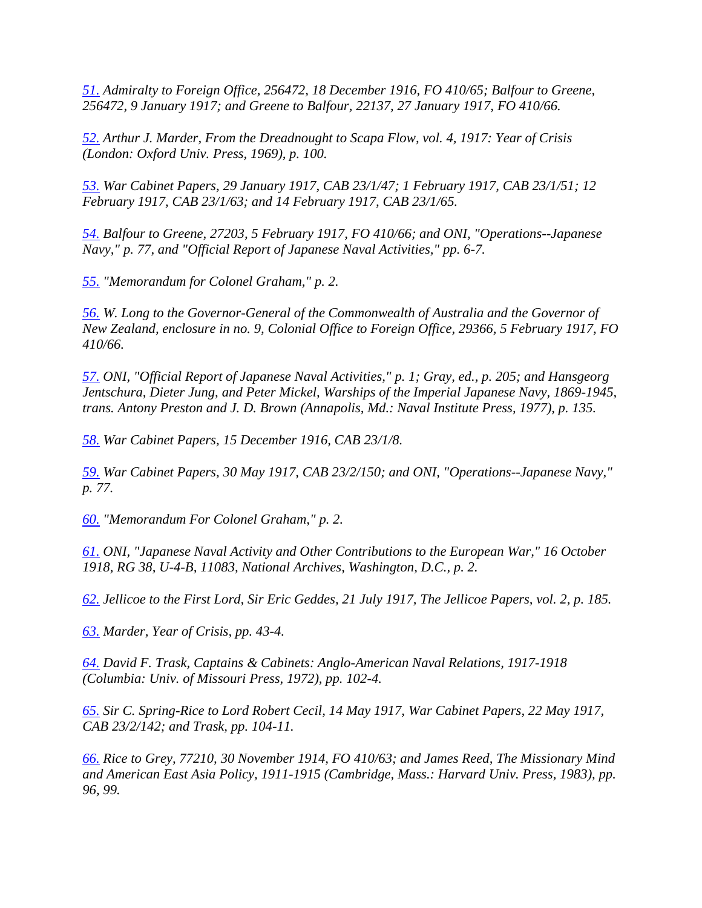*51. Admiralty to Foreign Office, 256472, 18 December 1916, FO 410/65; Balfour to Greene, 256472, 9 January 1917; and Greene to Balfour, 22137, 27 January 1917, FO 410/66.*

*52. Arthur J. Marder, From the Dreadnought to Scapa Flow, vol. 4, 1917: Year of Crisis (London: Oxford Univ. Press, 1969), p. 100.*

*53. War Cabinet Papers, 29 January 1917, CAB 23/1/47; 1 February 1917, CAB 23/1/51; 12 February 1917, CAB 23/1/63; and 14 February 1917, CAB 23/1/65.*

*54. Balfour to Greene, 27203, 5 February 1917, FO 410/66; and ONI, "Operations--Japanese Navy," p. 77, and "Official Report of Japanese Naval Activities," pp. 6-7.*

*55. "Memorandum for Colonel Graham," p. 2.*

*56. W. Long to the Governor-General of the Commonwealth of Australia and the Governor of New Zealand, enclosure in no. 9, Colonial Office to Foreign Office, 29366, 5 February 1917, FO 410/66.*

*57. ONI, "Official Report of Japanese Naval Activities," p. 1; Gray, ed., p. 205; and Hansgeorg Jentschura, Dieter Jung, and Peter Mickel, Warships of the Imperial Japanese Navy, 1869-1945, trans. Antony Preston and J. D. Brown (Annapolis, Md.: Naval Institute Press, 1977), p. 135.*

*58. War Cabinet Papers, 15 December 1916, CAB 23/1/8.*

*59. War Cabinet Papers, 30 May 1917, CAB 23/2/150; and ONI, "Operations--Japanese Navy," p. 77.*

*60. "Memorandum For Colonel Graham," p. 2.*

*61. ONI, "Japanese Naval Activity and Other Contributions to the European War," 16 October 1918, RG 38, U-4-B, 11083, National Archives, Washington, D.C., p. 2.*

*62. Jellicoe to the First Lord, Sir Eric Geddes, 21 July 1917, The Jellicoe Papers, vol. 2, p. 185.*

*63. Marder, Year of Crisis, pp. 43-4.*

*64. David F. Trask, Captains & Cabinets: Anglo-American Naval Relations, 1917-1918 (Columbia: Univ. of Missouri Press, 1972), pp. 102-4.*

*65. Sir C. Spring-Rice to Lord Robert Cecil, 14 May 1917, War Cabinet Papers, 22 May 1917, CAB 23/2/142; and Trask, pp. 104-11.*

*66. Rice to Grey, 77210, 30 November 1914, FO 410/63; and James Reed, The Missionary Mind and American East Asia Policy, 1911-1915 (Cambridge, Mass.: Harvard Univ. Press, 1983), pp. 96, 99.*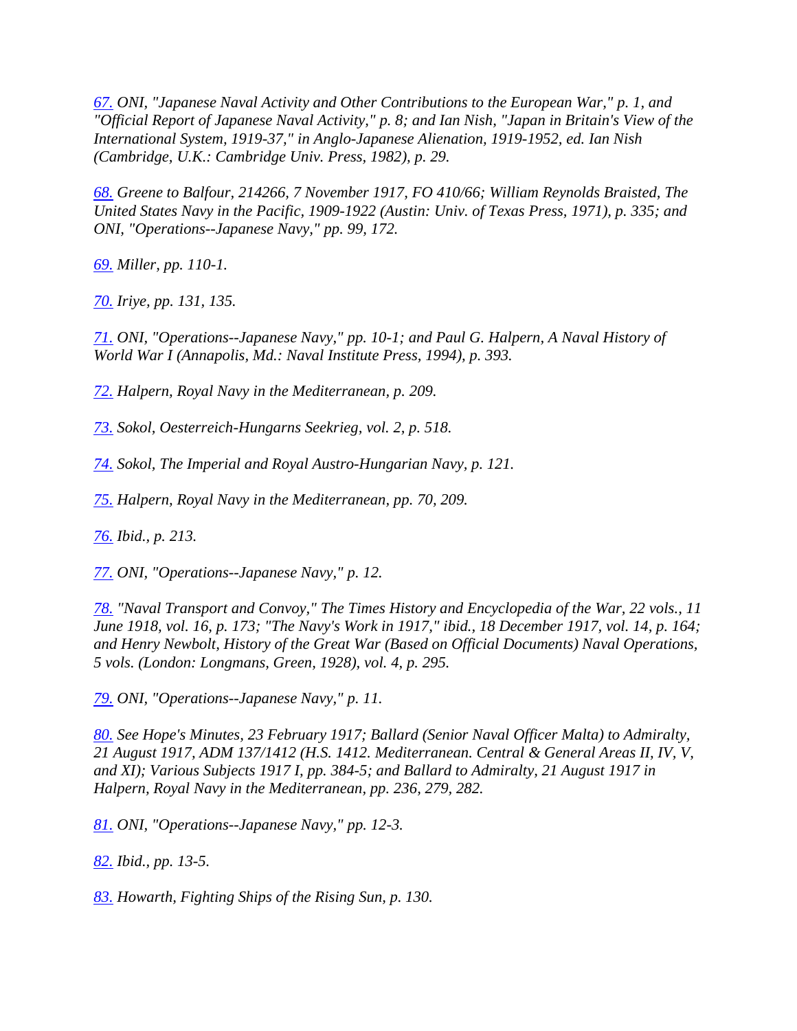*67. ONI, "Japanese Naval Activity and Other Contributions to the European War," p. 1, and "Official Report of Japanese Naval Activity," p. 8; and Ian Nish, "Japan in Britain's View of the International System, 1919-37," in Anglo-Japanese Alienation, 1919-1952, ed. Ian Nish (Cambridge, U.K.: Cambridge Univ. Press, 1982), p. 29.*

*68. Greene to Balfour, 214266, 7 November 1917, FO 410/66; William Reynolds Braisted, The United States Navy in the Pacific, 1909-1922 (Austin: Univ. of Texas Press, 1971), p. 335; and ONI, "Operations--Japanese Navy," pp. 99, 172.*

*69. Miller, pp. 110-1.*

*70. Iriye, pp. 131, 135.*

*71. ONI, "Operations--Japanese Navy," pp. 10-1; and Paul G. Halpern, A Naval History of World War I (Annapolis, Md.: Naval Institute Press, 1994), p. 393.*

*72. Halpern, Royal Navy in the Mediterranean, p. 209.*

*73. Sokol, Oesterreich-Hungarns Seekrieg, vol. 2, p. 518.*

*74. Sokol, The Imperial and Royal Austro-Hungarian Navy, p. 121.*

*75. Halpern, Royal Navy in the Mediterranean, pp. 70, 209.*

*76. Ibid., p. 213.*

*77. ONI, "Operations--Japanese Navy," p. 12.*

*78. "Naval Transport and Convoy," The Times History and Encyclopedia of the War, 22 vols., 11 June 1918, vol. 16, p. 173; "The Navy's Work in 1917," ibid., 18 December 1917, vol. 14, p. 164; and Henry Newbolt, History of the Great War (Based on Official Documents) Naval Operations, 5 vols. (London: Longmans, Green, 1928), vol. 4, p. 295.*

*79. ONI, "Operations--Japanese Navy," p. 11.*

*80. See Hope's Minutes, 23 February 1917; Ballard (Senior Naval Officer Malta) to Admiralty, 21 August 1917, ADM 137/1412 (H.S. 1412. Mediterranean. Central & General Areas II, IV, V, and XI); Various Subjects 1917 I, pp. 384-5; and Ballard to Admiralty, 21 August 1917 in Halpern, Royal Navy in the Mediterranean, pp. 236, 279, 282.*

*81. ONI, "Operations--Japanese Navy," pp. 12-3.*

*82. Ibid., pp. 13-5.*

*83. Howarth, Fighting Ships of the Rising Sun, p. 130.*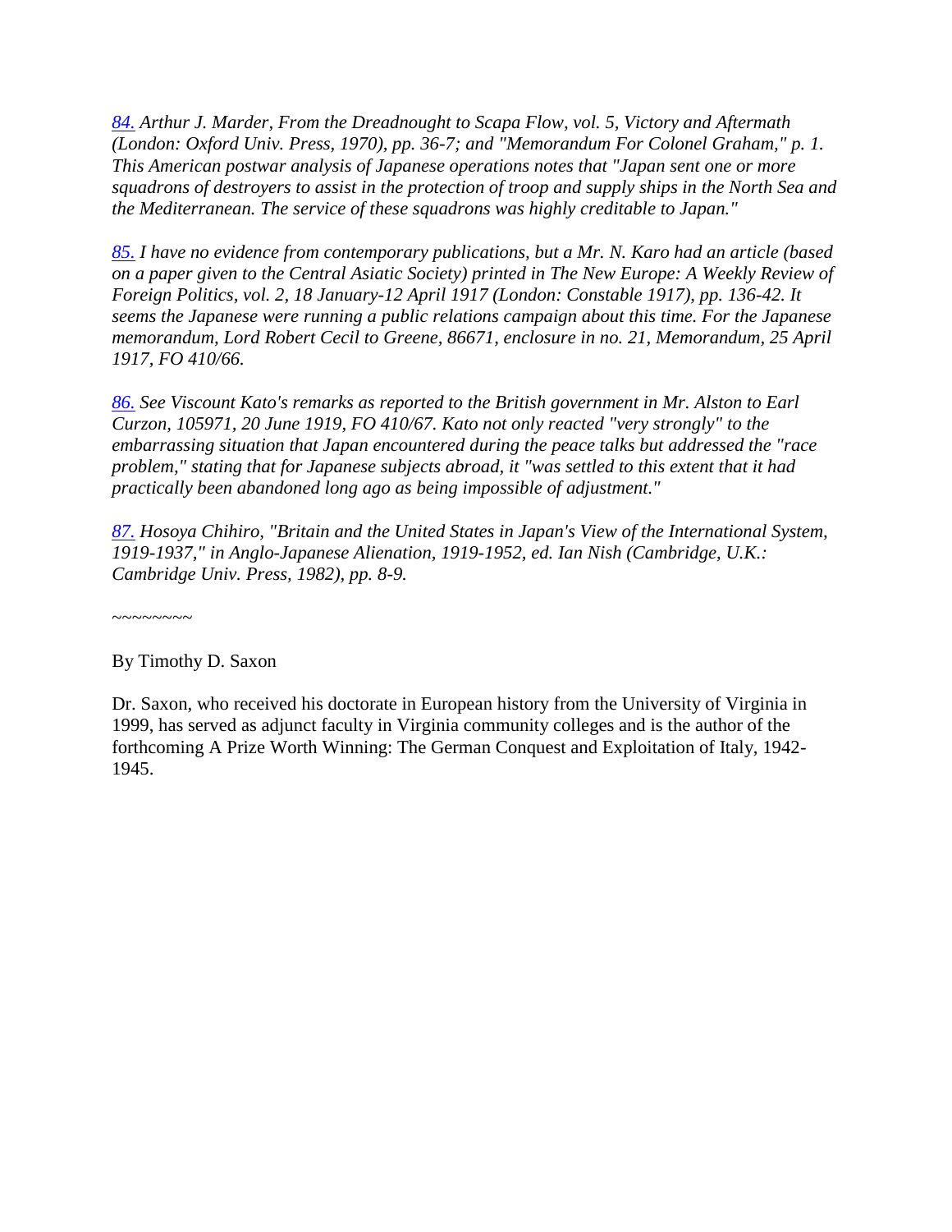*84. Arthur J. Marder, From the Dreadnought to Scapa Flow, vol. 5, Victory and Aftermath (London: Oxford Univ. Press, 1970), pp. 36-7; and "Memorandum For Colonel Graham," p. 1. This American postwar analysis of Japanese operations notes that "Japan sent one or more squadrons of destroyers to assist in the protection of troop and supply ships in the North Sea and the Mediterranean. The service of these squadrons was highly creditable to Japan."*

*85. I have no evidence from contemporary publications, but a Mr. N. Karo had an article (based on a paper given to the Central Asiatic Society) printed in The New Europe: A Weekly Review of Foreign Politics, vol. 2, 18 January-12 April 1917 (London: Constable 1917), pp. 136-42. It seems the Japanese were running a public relations campaign about this time. For the Japanese memorandum, Lord Robert Cecil to Greene, 86671, enclosure in no. 21, Memorandum, 25 April 1917, FO 410/66.*

*86. See Viscount Kato's remarks as reported to the British government in Mr. Alston to Earl Curzon, 105971, 20 June 1919, FO 410/67. Kato not only reacted "very strongly" to the embarrassing situation that Japan encountered during the peace talks but addressed the "race problem," stating that for Japanese subjects abroad, it "was settled to this extent that it had practically been abandoned long ago as being impossible of adjustment."*

*87. Hosoya Chihiro, "Britain and the United States in Japan's View of the International System, 1919-1937," in Anglo-Japanese Alienation, 1919-1952, ed. Ian Nish (Cambridge, U.K.: Cambridge Univ. Press, 1982), pp. 8-9.*

~~~~~~~~

By Timothy D. Saxon

Dr. Saxon, who received his doctorate in European history from the University of Virginia in 1999, has served as adjunct faculty in Virginia community colleges and is the author of the forthcoming A Prize Worth Winning: The German Conquest and Exploitation of Italy, 1942-1945.